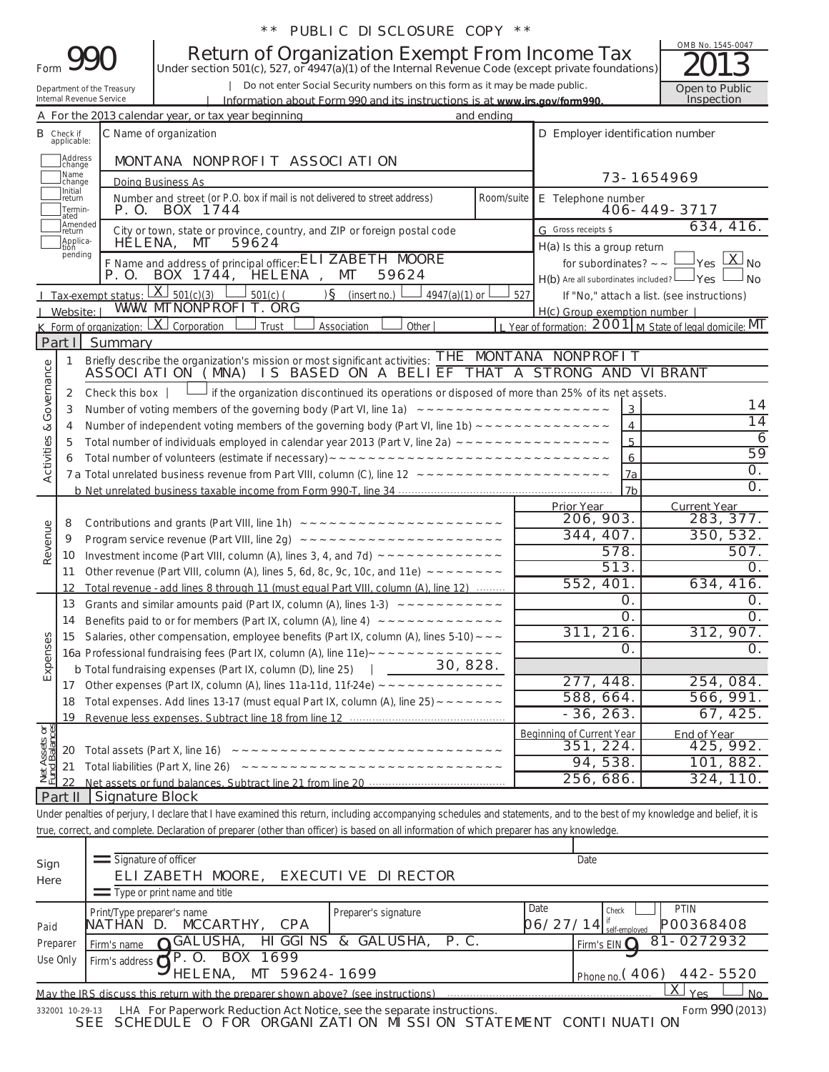\*\* PUBLIC DISCLOSURE COPY \*\*

# Form 990 — Return of Organization Exempt From Income Tax

Under section 501(c), 527, or 4947(a)(1) of the Internal Revenue Code (except private foundations)

Do not enter Social Security numbers on this form as it may be made public.

Information about Form 990 and its instructions is at www.irs.gov/form990.

Department of the Treasury
Internal Revenue Service

OMB No. 1545-0047

**2013**

Open to Public Inspection

A For the 2013 calendar year, or tax year beginning and ending

B Check if applicable: Address change / Name change / Initial return / Terminated / Amended return / Application pending

C Name of organization: MONTANA NONPROFIT ASSOCIATION

Doing Business As

Number and street (or P.O. box if mail is not delivered to street address): P.O. BOX 1744 — Room/suite

City or town, state or province, country, and ZIP or foreign postal code: HELENA, MT 59624

F Name and address of principal officer: ELIZABETH MOORE, P.O. BOX 1744, HELENA, MT 59624

D Employer identification number: 73-1654969

E Telephone number: 406-449-3717

G Gross receipts $ 634,416.

H(a) Is this a group return for subordinates? Yes [ ] No [X]

H(b) Are all subordinates included? Yes [ ] No [ ] — If "No," attach a list. (see instructions)

H(c) Group exemption number

I Tax-exempt status: [X] 501(c)(3) [ ] 501(c) ( ) (insert no.) [ ] 4947(a)(1) or [ ] 527

J Website: WWW.MTNONPROFIT.ORG

K Form of organization: [X] Corporation [ ] Trust [ ] Association [ ] Other

L Year of formation: 2001 M State of legal domicile: MT

## Part I Summary

**Activities & Governance**

1 Briefly describe the organization's mission or most significant activities: THE MONTANA NONPROFIT ASSOCIATION (MNA) IS BASED ON A BELIEF THAT A STRONG AND VIBRANT

2 Check this box [ ] if the organization discontinued its operations or disposed of more than 25% of its net assets.

| Line | Description | | Value |
|---|---|---|---|
| 3 | Number of voting members of the governing body (Part VI, line 1a) | 3 | 14 |
| 4 | Number of independent voting members of the governing body (Part VI, line 1b) | 4 | 14 |
| 5 | Total number of individuals employed in calendar year 2013 (Part V, line 2a) | 5 | 6 |
| 6 | Total number of volunteers (estimate if necessary) | 6 | 59 |
| 7a | Total unrelated business revenue from Part VIII, column (C), line 12 | 7a | 0. |
| 7b | Net unrelated business taxable income from Form 990-T, line 34 | 7b | 0. |

| Line | Description | Prior Year | Current Year |
|---|---|---|---|
| **Revenue** | | | |
| 8 | Contributions and grants (Part VIII, line 1h) | 206,903. | 283,377. |
| 9 | Program service revenue (Part VIII, line 2g) | 344,407. | 350,532. |
| 10 | Investment income (Part VIII, column (A), lines 3, 4, and 7d) | 578. | 507. |
| 11 | Other revenue (Part VIII, column (A), lines 5, 6d, 8c, 9c, 10c, and 11e) | 513. | 0. |
| 12 | Total revenue - add lines 8 through 11 (must equal Part VIII, column (A), line 12) | 552,401. | 634,416. |
| **Expenses** | | | |
| 13 | Grants and similar amounts paid (Part IX, column (A), lines 1-3) | 0. | 0. |
| 14 | Benefits paid to or for members (Part IX, column (A), line 4) | 0. | 0. |
| 15 | Salaries, other compensation, employee benefits (Part IX, column (A), lines 5-10) | 311,216. | 312,907. |
| 16a | Professional fundraising fees (Part IX, column (A), line 11e) | 0. | 0. |
| b | Total fundraising expenses (Part IX, column (D), line 25) 30,828. | | |
| 17 | Other expenses (Part IX, column (A), lines 11a-11d, 11f-24e) | 277,448. | 254,084. |
| 18 | Total expenses. Add lines 13-17 (must equal Part IX, column (A), line 25) | 588,664. | 566,991. |
| 19 | Revenue less expenses. Subtract line 18 from line 12 | -36,263. | 67,425. |

| Line | Net Assets or Fund Balances | Beginning of Current Year | End of Year |
|---|---|---|---|
| 20 | Total assets (Part X, line 16) | 351,224. | 425,992. |
| 21 | Total liabilities (Part X, line 26) | 94,538. | 101,882. |
| 22 | Net assets or fund balances. Subtract line 21 from line 20 | 256,686. | 324,110. |

## Part II Signature Block

Under penalties of perjury, I declare that I have examined this return, including accompanying schedules and statements, and to the best of my knowledge and belief, it is true, correct, and complete. Declaration of preparer (other than officer) is based on all information of which preparer has any knowledge.

**Sign Here**

Signature of officer — Date

ELIZABETH MOORE, EXECUTIVE DIRECTOR

Type or print name and title

**Paid Preparer Use Only**

| Print/Type preparer's name | Preparer's signature | Date | Check if self-employed | PTIN |
|---|---|---|---|---|
| NATHAN D. MCCARTHY, CPA | | 06/27/14 | [ ] | P00368408 |

Firm's name: GALUSHA, HIGGINS & GALUSHA, P.C. — Firm's EIN: 81-0272932

Firm's address: P.O. BOX 1699, HELENA, MT 59624-1699 — Phone no. (406) 442-5520

May the IRS discuss this return with the preparer shown above? (see instructions) [X] Yes [ ] No

332001 10-29-13 LHA For Paperwork Reduction Act Notice, see the separate instructions. Form 990 (2013)

SEE SCHEDULE O FOR ORGANIZATION MISSION STATEMENT CONTINUATION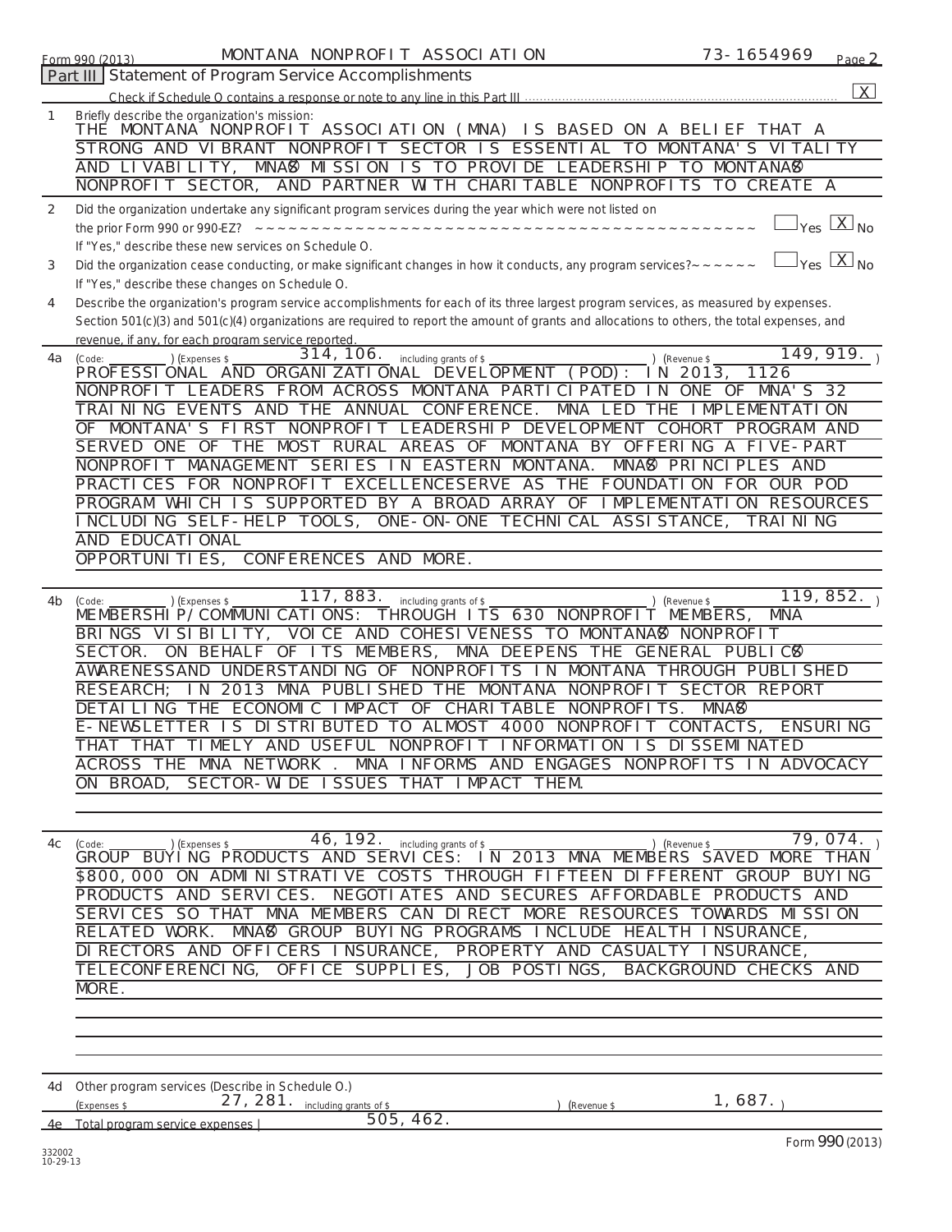Form 990 (2013) MONTANA NONPROFIT ASSOCIATION 73-1654969 Page 2

**Part III** Statement of Program Service Accomplishments

Check if Schedule O contains a response or note to any line in this Part III [X]

1 Briefly describe the organization's mission:

THE MONTANA NONPROFIT ASSOCIATION (MNA) IS BASED ON A BELIEF THAT A STRONG AND VIBRANT NONPROFIT SECTOR IS ESSENTIAL TO MONTANA'S VITALITY AND LIVABILITY. MNA'S MISSION IS TO PROVIDE LEADERSHIP TO MONTANA'S NONPROFIT SECTOR, AND PARTNER WITH CHARITABLE NONPROFITS TO CREATE A

2 Did the organization undertake any significant program services during the year which were not listed on the prior Form 990 or 990-EZ? [ ] Yes [X] No

If "Yes," describe these new services on Schedule O.

3 Did the organization cease conducting, or make significant changes in how it conducts, any program services? [ ] Yes [X] No

If "Yes," describe these changes on Schedule O.

4 Describe the organization's program service accomplishments for each of its three largest program services, as measured by expenses. Section 501(c)(3) and 501(c)(4) organizations are required to report the amount of grants and allocations to others, the total expenses, and revenue, if any, for each program service reported.

4a (Code: ) (Expenses $ 314,106. including grants of $ ) (Revenue $ 149,919. )

PROFESSIONAL AND ORGANIZATIONAL DEVELOPMENT (POD): IN 2013, 1126 NONPROFIT LEADERS FROM ACROSS MONTANA PARTICIPATED IN ONE OF MNA'S 32 TRAINING EVENTS AND THE ANNUAL CONFERENCE. MNA LED THE IMPLEMENTATION OF MONTANA'S FIRST NONPROFIT LEADERSHIP DEVELOPMENT COHORT PROGRAM AND SERVED ONE OF THE MOST RURAL AREAS OF MONTANA BY OFFERING A FIVE-PART NONPROFIT MANAGEMENT SERIES IN EASTERN MONTANA. MNA'S PRINCIPLES AND PRACTICES FOR NONPROFIT EXCELLENCESERVE AS THE FOUNDATION FOR OUR POD PROGRAM WHICH IS SUPPORTED BY A BROAD ARRAY OF IMPLEMENTATION RESOURCES INCLUDING SELF-HELP TOOLS, ONE-ON-ONE TECHNICAL ASSISTANCE, TRAINING AND EDUCATIONAL OPPORTUNITIES, CONFERENCES AND MORE.

4b (Code: ) (Expenses $ 117,883. including grants of $ ) (Revenue $ 119,852. )

MEMBERSHIP/COMMUNICATIONS: THROUGH ITS 630 NONPROFIT MEMBERS, MNA BRINGS VISIBILITY, VOICE AND COHESIVENESS TO MONTANA'S NONPROFIT SECTOR. ON BEHALF OF ITS MEMBERS, MNA DEEPENS THE GENERAL PUBLIC'S AWARENESSAND UNDERSTANDING OF NONPROFITS IN MONTANA THROUGH PUBLISHED RESEARCH; IN 2013 MNA PUBLISHED THE MONTANA NONPROFIT SECTOR REPORT DETAILING THE ECONOMIC IMPACT OF CHARITABLE NONPROFITS. MNA'S E-NEWSLETTER IS DISTRIBUTED TO ALMOST 4000 NONPROFIT CONTACTS, ENSURING THAT THAT TIMELY AND USEFUL NONPROFIT INFORMATION IS DISSEMINATED ACROSS THE MNA NETWORK . MNA INFORMS AND ENGAGES NONPROFITS IN ADVOCACY ON BROAD, SECTOR-WIDE ISSUES THAT IMPACT THEM.

4c (Code: ) (Expenses $ 46,192. including grants of $ ) (Revenue $ 79,074. )

GROUP BUYING PRODUCTS AND SERVICES: IN 2013 MNA MEMBERS SAVED MORE THAN $800,000 ON ADMINISTRATIVE COSTS THROUGH FIFTEEN DIFFERENT GROUP BUYING PRODUCTS AND SERVICES. NEGOTIATES AND SECURES AFFORDABLE PRODUCTS AND SERVICES SO THAT MNA MEMBERS CAN DIRECT MORE RESOURCES TOWARDS MISSION RELATED WORK. MNA'S GROUP BUYING PROGRAMS INCLUDE HEALTH INSURANCE, DIRECTORS AND OFFICERS INSURANCE, PROPERTY AND CASUALTY INSURANCE, TELECONFERENCING, OFFICE SUPPLIES, JOB POSTINGS, BACKGROUND CHECKS AND MORE.

4d Other program services (Describe in Schedule O.)

(Expenses $ 27,281. including grants of $ ) (Revenue $ 1,687. )

4e Total program service expenses 505,462.

Form 990 (2013)

332002 10-29-13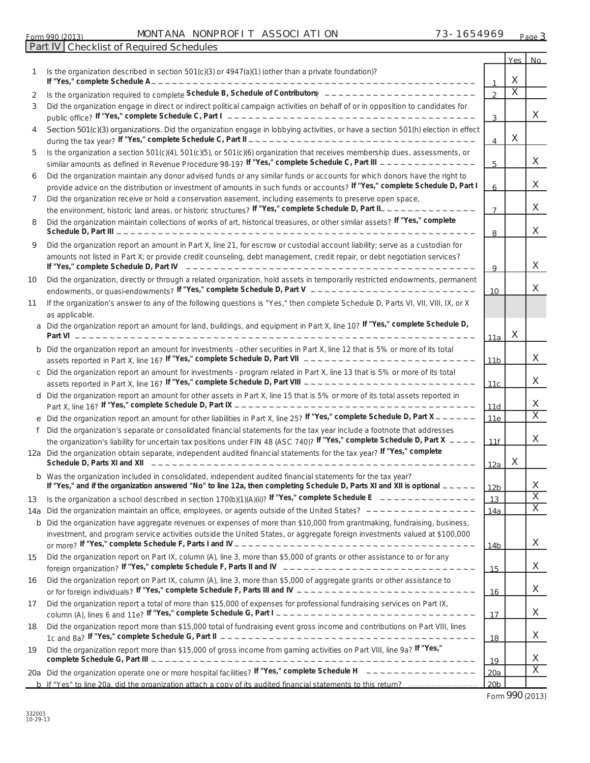Form 990 (2013) MONTANA NONPROFIT ASSOCIATION 73-1654969 Page 3

**Part IV** Checklist of Required Schedules

| | | | Yes | No |
|---|---|---|---|---|
| 1 | Is the organization described in section 501(c)(3) or 4947(a)(1) (other than a private foundation)? **If "Yes," complete Schedule A** | 1 | X | |
| 2 | Is the organization required to complete **Schedule B, Schedule of Contributors**? | 2 | X | |
| 3 | Did the organization engage in direct or indirect political campaign activities on behalf of or in opposition to candidates for public office? **If "Yes," complete Schedule C, Part I** | 3 | | X |
| 4 | Section 501(c)(3) organizations. Did the organization engage in lobbying activities, or have a section 501(h) election in effect during the tax year? **If "Yes," complete Schedule C, Part II** | 4 | X | |
| 5 | Is the organization a section 501(c)(4), 501(c)(5), or 501(c)(6) organization that receives membership dues, assessments, or similar amounts as defined in Revenue Procedure 98-19? **If "Yes," complete Schedule C, Part III** | 5 | | X |
| 6 | Did the organization maintain any donor advised funds or any similar funds or accounts for which donors have the right to provide advice on the distribution or investment of amounts in such funds or accounts? **If "Yes," complete Schedule D, Part I** | 6 | | X |
| 7 | Did the organization receive or hold a conservation easement, including easements to preserve open space, the environment, historic land areas, or historic structures? **If "Yes," complete Schedule D, Part II** | 7 | | X |
| 8 | Did the organization maintain collections of works of art, historical treasures, or other similar assets? **If "Yes," complete Schedule D, Part III** | 8 | | X |
| 9 | Did the organization report an amount in Part X, line 21, for escrow or custodial account liability; serve as a custodian for amounts not listed in Part X; or provide credit counseling, debt management, credit repair, or debt negotiation services? **If "Yes," complete Schedule D, Part IV** | 9 | | X |
| 10 | Did the organization, directly or through a related organization, hold assets in temporarily restricted endowments, permanent endowments, or quasi-endowments? **If "Yes," complete Schedule D, Part V** | 10 | | X |
| 11 | If the organization's answer to any of the following questions is "Yes," then complete Schedule D, Parts VI, VII, VIII, IX, or X as applicable. | | | |
| a | Did the organization report an amount for land, buildings, and equipment in Part X, line 10? **If "Yes," complete Schedule D, Part VI** | 11a | X | |
| b | Did the organization report an amount for investments - other securities in Part X, line 12 that is 5% or more of its total assets reported in Part X, line 16? **If "Yes," complete Schedule D, Part VII** | 11b | | X |
| c | Did the organization report an amount for investments - program related in Part X, line 13 that is 5% or more of its total assets reported in Part X, line 16? **If "Yes," complete Schedule D, Part VIII** | 11c | | X |
| d | Did the organization report an amount for other assets in Part X, line 15 that is 5% or more of its total assets reported in Part X, line 16? **If "Yes," complete Schedule D, Part IX** | 11d | | X |
| e | Did the organization report an amount for other liabilities in Part X, line 25? **If "Yes," complete Schedule D, Part X** | 11e | | X |
| f | Did the organization's separate or consolidated financial statements for the tax year include a footnote that addresses the organization's liability for uncertain tax positions under FIN 48 (ASC 740)? **If "Yes," complete Schedule D, Part X** | 11f | | X |
| 12a | Did the organization obtain separate, independent audited financial statements for the tax year? **If "Yes," complete Schedule D, Parts XI and XII** | 12a | X | |
| b | Was the organization included in consolidated, independent audited financial statements for the tax year? **If "Yes," and if the organization answered "No" to line 12a, then completing Schedule D, Parts XI and XII is optional** | 12b | | X |
| 13 | Is the organization a school described in section 170(b)(1)(A)(ii)? **If "Yes," complete Schedule E** | 13 | | X |
| 14a | Did the organization maintain an office, employees, or agents outside of the United States? | 14a | | X |
| b | Did the organization have aggregate revenues or expenses of more than $10,000 from grantmaking, fundraising, business, investment, and program service activities outside the United States, or aggregate foreign investments valued at $100,000 or more? **If "Yes," complete Schedule F, Parts I and IV** | 14b | | X |
| 15 | Did the organization report on Part IX, column (A), line 3, more than $5,000 of grants or other assistance to or for any foreign organization? **If "Yes," complete Schedule F, Parts II and IV** | 15 | | X |
| 16 | Did the organization report on Part IX, column (A), line 3, more than $5,000 of aggregate grants or other assistance to or for foreign individuals? **If "Yes," complete Schedule F, Parts III and IV** | 16 | | X |
| 17 | Did the organization report a total of more than $15,000 of expenses for professional fundraising services on Part IX, column (A), lines 6 and 11e? **If "Yes," complete Schedule G, Part I** | 17 | | X |
| 18 | Did the organization report more than $15,000 total of fundraising event gross income and contributions on Part VIII, lines 1c and 8a? **If "Yes," complete Schedule G, Part II** | 18 | | X |
| 19 | Did the organization report more than $15,000 of gross income from gaming activities on Part VIII, line 9a? **If "Yes," complete Schedule G, Part III** | 19 | | X |
| 20a | Did the organization operate one or more hospital facilities? **If "Yes," complete Schedule H** | 20a | | X |
| b | If "Yes" to line 20a, did the organization attach a copy of its audited financial statements to this return? | 20b | | |

Form 990 (2013)

332003
10-29-13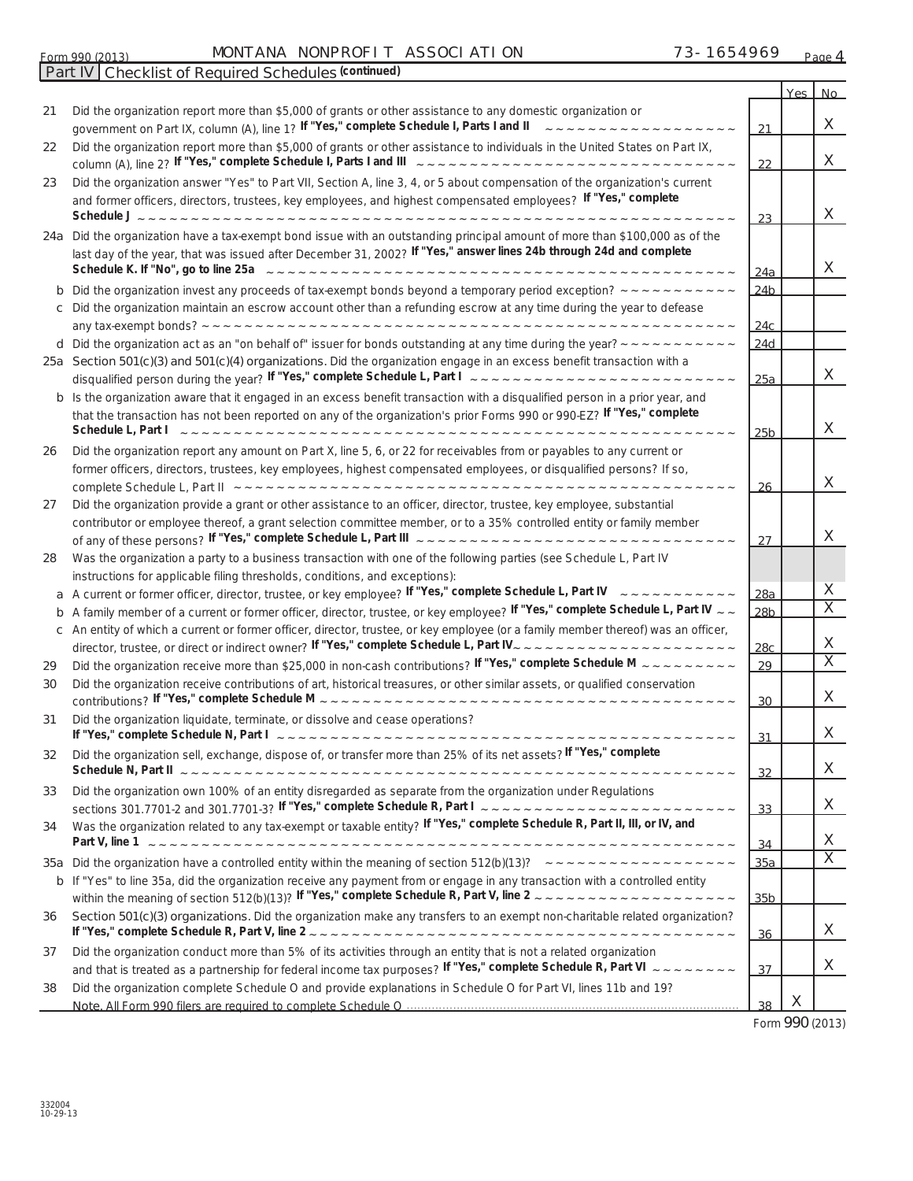Form 990 (2013) MONTANA NONPROFIT ASSOCIATION 73-1654969 Page 4

**Part IV Checklist of Required Schedules** *(continued)*

| | | | Yes | No |
|---|---|---|---|---|
| 21 | Did the organization report more than $5,000 of grants or other assistance to any domestic organization or government on Part IX, column (A), line 1? **If "Yes," complete Schedule I, Parts I and II** | 21 | | X |
| 22 | Did the organization report more than $5,000 of grants or other assistance to individuals in the United States on Part IX, column (A), line 2? **If "Yes," complete Schedule I, Parts I and III** | 22 | | X |
| 23 | Did the organization answer "Yes" to Part VII, Section A, line 3, 4, or 5 about compensation of the organization's current and former officers, directors, trustees, key employees, and highest compensated employees? **If "Yes," complete Schedule J** | 23 | | X |
| 24a | Did the organization have a tax-exempt bond issue with an outstanding principal amount of more than $100,000 as of the last day of the year, that was issued after December 31, 2002? **If "Yes," answer lines 24b through 24d and complete Schedule K. If "No", go to line 25a** | 24a | | X |
| b | Did the organization invest any proceeds of tax-exempt bonds beyond a temporary period exception? | 24b | | |
| c | Did the organization maintain an escrow account other than a refunding escrow at any time during the year to defease any tax-exempt bonds? | 24c | | |
| d | Did the organization act as an "on behalf of" issuer for bonds outstanding at any time during the year? | 24d | | |
| 25a | Section 501(c)(3) and 501(c)(4) organizations. Did the organization engage in an excess benefit transaction with a disqualified person during the year? **If "Yes," complete Schedule L, Part I** | 25a | | X |
| b | Is the organization aware that it engaged in an excess benefit transaction with a disqualified person in a prior year, and that the transaction has not been reported on any of the organization's prior Forms 990 or 990-EZ? **If "Yes," complete Schedule L, Part I** | 25b | | X |
| 26 | Did the organization report any amount on Part X, line 5, 6, or 22 for receivables from or payables to any current or former officers, directors, trustees, key employees, highest compensated employees, or disqualified persons? If so, complete Schedule L, Part II | 26 | | X |
| 27 | Did the organization provide a grant or other assistance to an officer, director, trustee, key employee, substantial contributor or employee thereof, a grant selection committee member, or to a 35% controlled entity or family member of any of these persons? **If "Yes," complete Schedule L, Part III** | 27 | | X |
| 28 | Was the organization a party to a business transaction with one of the following parties (see Schedule L, Part IV instructions for applicable filing thresholds, conditions, and exceptions): | | | |
| a | A current or former officer, director, trustee, or key employee? **If "Yes," complete Schedule L, Part IV** | 28a | | X |
| b | A family member of a current or former officer, director, trustee, or key employee? **If "Yes," complete Schedule L, Part IV** | 28b | | X |
| c | An entity of which a current or former officer, director, trustee, or key employee (or a family member thereof) was an officer, director, trustee, or direct or indirect owner? **If "Yes," complete Schedule L, Part IV** | 28c | | X |
| 29 | Did the organization receive more than $25,000 in non-cash contributions? **If "Yes," complete Schedule M** | 29 | | X |
| 30 | Did the organization receive contributions of art, historical treasures, or other similar assets, or qualified conservation contributions? **If "Yes," complete Schedule M** | 30 | | X |
| 31 | Did the organization liquidate, terminate, or dissolve and cease operations? **If "Yes," complete Schedule N, Part I** | 31 | | X |
| 32 | Did the organization sell, exchange, dispose of, or transfer more than 25% of its net assets? **If "Yes," complete Schedule N, Part II** | 32 | | X |
| 33 | Did the organization own 100% of an entity disregarded as separate from the organization under Regulations sections 301.7701-2 and 301.7701-3? **If "Yes," complete Schedule R, Part I** | 33 | | X |
| 34 | Was the organization related to any tax-exempt or taxable entity? **If "Yes," complete Schedule R, Part II, III, or IV, and Part V, line 1** | 34 | | X |
| 35a | Did the organization have a controlled entity within the meaning of section 512(b)(13)? | 35a | | X |
| b | If "Yes" to line 35a, did the organization receive any payment from or engage in any transaction with a controlled entity within the meaning of section 512(b)(13)? **If "Yes," complete Schedule R, Part V, line 2** | 35b | | |
| 36 | Section 501(c)(3) organizations. Did the organization make any transfers to an exempt non-charitable related organization? **If "Yes," complete Schedule R, Part V, line 2** | 36 | | X |
| 37 | Did the organization conduct more than 5% of its activities through an entity that is not a related organization and that is treated as a partnership for federal income tax purposes? **If "Yes," complete Schedule R, Part VI** | 37 | | X |
| 38 | Did the organization complete Schedule O and provide explanations in Schedule O for Part VI, lines 11b and 19? Note. All Form 990 filers are required to complete Schedule O | 38 | X | |

Form 990 (2013)

332004
10-29-13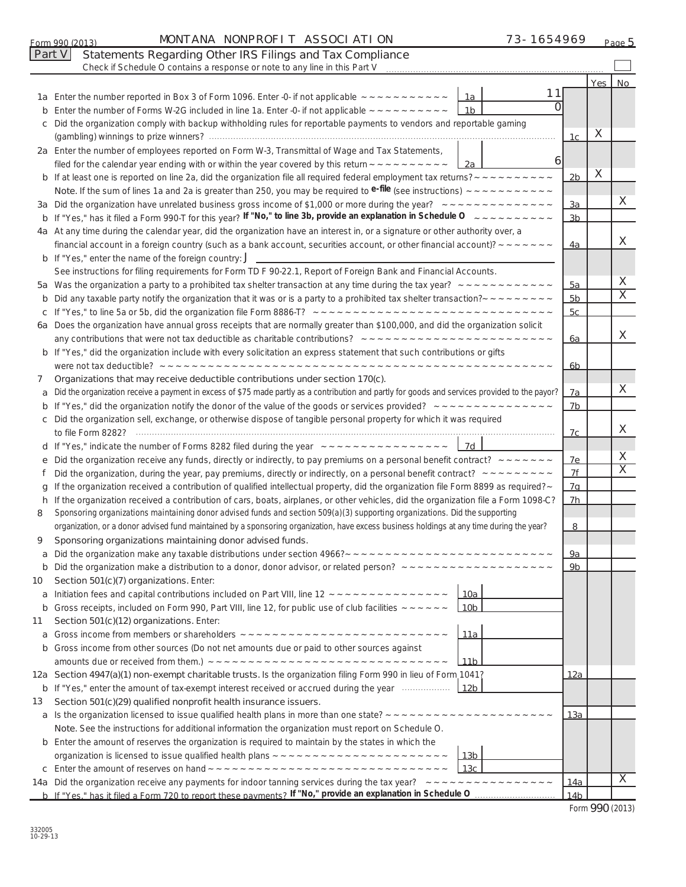Form 990 (2013) MONTANA NONPROFIT ASSOCIATION 73-1654969 Page 5

## Part V Statements Regarding Other IRS Filings and Tax Compliance

Check if Schedule O contains a response or note to any line in this Part V ☐

| | | | | Yes | No |
|---|---|---|---|---|---|
| 1a | Enter the number reported in Box 3 of Form 1096. Enter -0- if not applicable | 1a | 11 | | |
| b | Enter the number of Forms W-2G included in line 1a. Enter -0- if not applicable | 1b | 0 | | |
| c | Did the organization comply with backup withholding rules for reportable payments to vendors and reportable gaming (gambling) winnings to prize winners? | | 1c | X | |
| 2a | Enter the number of employees reported on Form W-3, Transmittal of Wage and Tax Statements, filed for the calendar year ending with or within the year covered by this return | 2a | 6 | | |
| b | If at least one is reported on line 2a, did the organization file all required federal employment tax returns? | | 2b | X | |
| | Note. If the sum of lines 1a and 2a is greater than 250, you may be required to e-file (see instructions) | | | | |
| 3a | Did the organization have unrelated business gross income of $1,000 or more during the year? | | 3a | | X |
| b | If "Yes," has it filed a Form 990-T for this year? If "No," to line 3b, provide an explanation in Schedule O | | 3b | | |
| 4a | At any time during the calendar year, did the organization have an interest in, or a signature or other authority over, a financial account in a foreign country (such as a bank account, securities account, or other financial account)? | | 4a | | X |
| b | If "Yes," enter the name of the foreign country: | | | | |
| | See instructions for filing requirements for Form TD F 90-22.1, Report of Foreign Bank and Financial Accounts. | | | | |
| 5a | Was the organization a party to a prohibited tax shelter transaction at any time during the tax year? | | 5a | | X |
| b | Did any taxable party notify the organization that it was or is a party to a prohibited tax shelter transaction? | | 5b | | X |
| c | If "Yes," to line 5a or 5b, did the organization file Form 8886-T? | | 5c | | |
| 6a | Does the organization have annual gross receipts that are normally greater than $100,000, and did the organization solicit any contributions that were not tax deductible as charitable contributions? | | 6a | | X |
| b | If "Yes," did the organization include with every solicitation an express statement that such contributions or gifts were not tax deductible? | | 6b | | |
| 7 | Organizations that may receive deductible contributions under section 170(c). | | | | |
| a | Did the organization receive a payment in excess of $75 made partly as a contribution and partly for goods and services provided to the payor? | | 7a | | X |
| b | If "Yes," did the organization notify the donor of the value of the goods or services provided? | | 7b | | |
| c | Did the organization sell, exchange, or otherwise dispose of tangible personal property for which it was required to file Form 8282? | | 7c | | X |
| d | If "Yes," indicate the number of Forms 8282 filed during the year | 7d | | | |
| e | Did the organization receive any funds, directly or indirectly, to pay premiums on a personal benefit contract? | | 7e | | X |
| f | Did the organization, during the year, pay premiums, directly or indirectly, on a personal benefit contract? | | 7f | | X |
| g | If the organization received a contribution of qualified intellectual property, did the organization file Form 8899 as required? | | 7g | | |
| h | If the organization received a contribution of cars, boats, airplanes, or other vehicles, did the organization file a Form 1098-C? | | 7h | | |
| 8 | Sponsoring organizations maintaining donor advised funds and section 509(a)(3) supporting organizations. Did the supporting organization, or a donor advised fund maintained by a sponsoring organization, have excess business holdings at any time during the year? | | 8 | | |
| 9 | Sponsoring organizations maintaining donor advised funds. | | | | |
| a | Did the organization make any taxable distributions under section 4966? | | 9a | | |
| b | Did the organization make a distribution to a donor, donor advisor, or related person? | | 9b | | |
| 10 | Section 501(c)(7) organizations. Enter: | | | | |
| a | Initiation fees and capital contributions included on Part VIII, line 12 | 10a | | | |
| b | Gross receipts, included on Form 990, Part VIII, line 12, for public use of club facilities | 10b | | | |
| 11 | Section 501(c)(12) organizations. Enter: | | | | |
| a | Gross income from members or shareholders | 11a | | | |
| b | Gross income from other sources (Do not net amounts due or paid to other sources against amounts due or received from them.) | 11b | | | |
| 12a | Section 4947(a)(1) non-exempt charitable trusts. Is the organization filing Form 990 in lieu of Form 1041? | | 12a | | |
| b | If "Yes," enter the amount of tax-exempt interest received or accrued during the year | 12b | | | |
| 13 | Section 501(c)(29) qualified nonprofit health insurance issuers. | | | | |
| a | Is the organization licensed to issue qualified health plans in more than one state? | | 13a | | |
| | Note. See the instructions for additional information the organization must report on Schedule O. | | | | |
| b | Enter the amount of reserves the organization is required to maintain by the states in which the organization is licensed to issue qualified health plans | 13b | | | |
| c | Enter the amount of reserves on hand | 13c | | | |
| 14a | Did the organization receive any payments for indoor tanning services during the tax year? | | 14a | | X |
| b | If "Yes," has it filed a Form 720 to report these payments? If "No," provide an explanation in Schedule O | | 14b | | |

Form 990 (2013)

332005 10-29-13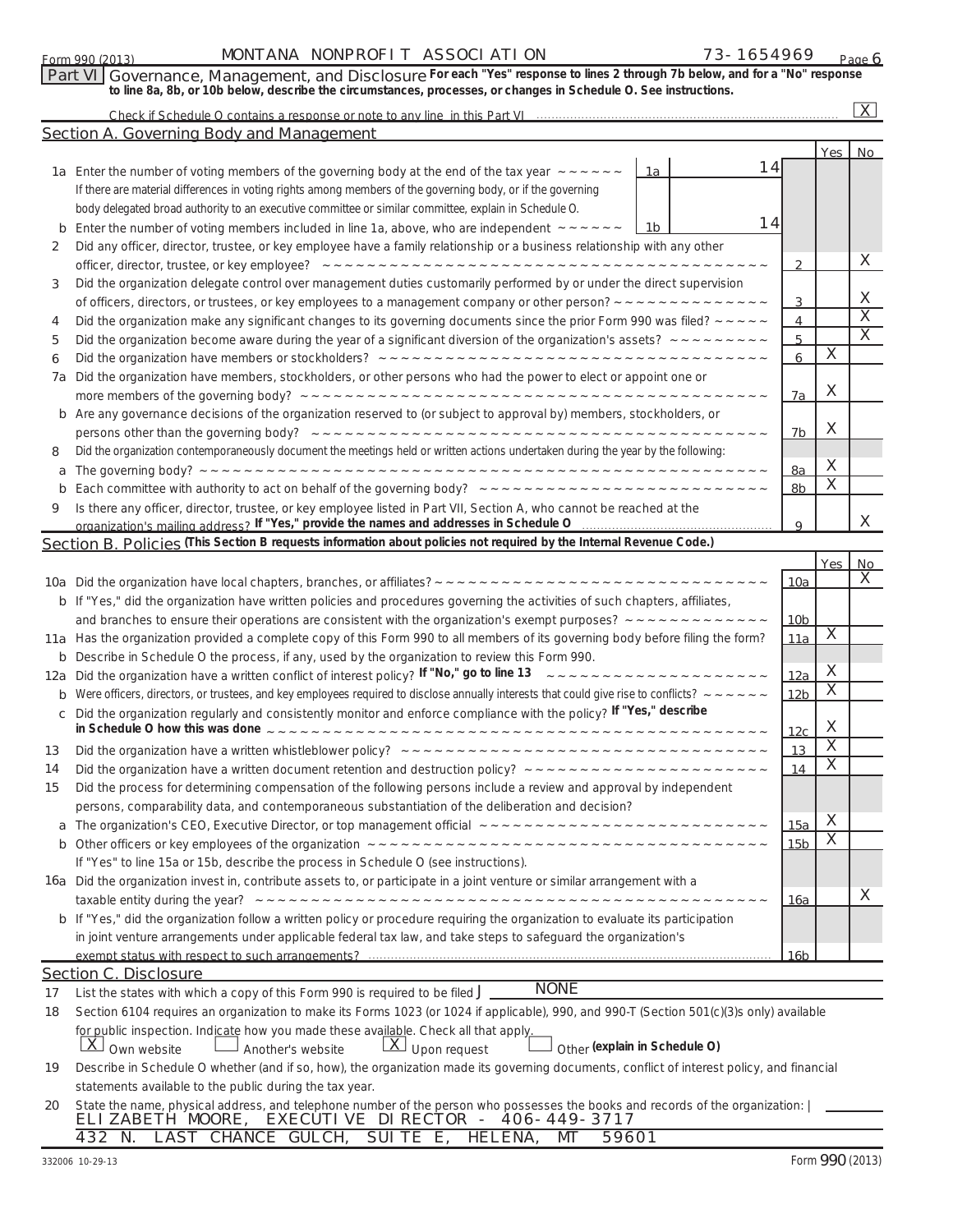Form 990 (2013) MONTANA NONPROFIT ASSOCIATION 73-1654969 Page 6

## Part VI Governance, Management, and Disclosure

**For each "Yes" response to lines 2 through 7b below, and for a "No" response to line 8a, 8b, or 10b below, describe the circumstances, processes, or changes in Schedule O. See instructions.**

Check if Schedule O contains a response or note to any line in this Part VI ..... [X]

### Section A. Governing Body and Management

| | | | | Yes | No |
|---|---|---|---|---|---|
| 1a | Enter the number of voting members of the governing body at the end of the tax year. If there are material differences in voting rights among members of the governing body, or if the governing body delegated broad authority to an executive committee or similar committee, explain in Schedule O. | 1a | 14 | | |
| b | Enter the number of voting members included in line 1a, above, who are independent | 1b | 14 | | |
| 2 | Did any officer, director, trustee, or key employee have a family relationship or a business relationship with any other officer, director, trustee, or key employee? | 2 | | | X |
| 3 | Did the organization delegate control over management duties customarily performed by or under the direct supervision of officers, directors, or trustees, or key employees to a management company or other person? | 3 | | | X |
| 4 | Did the organization make any significant changes to its governing documents since the prior Form 990 was filed? | 4 | | | X |
| 5 | Did the organization become aware during the year of a significant diversion of the organization's assets? | 5 | | | X |
| 6 | Did the organization have members or stockholders? | 6 | | X | |
| 7a | Did the organization have members, stockholders, or other persons who had the power to elect or appoint one or more members of the governing body? | 7a | | X | |
| b | Are any governance decisions of the organization reserved to (or subject to approval by) members, stockholders, or persons other than the governing body? | 7b | | X | |
| 8 | Did the organization contemporaneously document the meetings held or written actions undertaken during the year by the following: | | | | |
| a | The governing body? | 8a | | X | |
| b | Each committee with authority to act on behalf of the governing body? | 8b | | X | |
| 9 | Is there any officer, director, trustee, or key employee listed in Part VII, Section A, who cannot be reached at the organization's mailing address? **If "Yes," provide the names and addresses in Schedule O** | 9 | | | X |

### Section B. Policies (This Section B requests information about policies not required by the Internal Revenue Code.)

| | | | Yes | No |
|---|---|---|---|---|
| 10a | Did the organization have local chapters, branches, or affiliates? | 10a | | X |
| b | If "Yes," did the organization have written policies and procedures governing the activities of such chapters, affiliates, and branches to ensure their operations are consistent with the organization's exempt purposes? | 10b | | |
| 11a | Has the organization provided a complete copy of this Form 990 to all members of its governing body before filing the form? | 11a | X | |
| b | Describe in Schedule O the process, if any, used by the organization to review this Form 990. | | | |
| 12a | Did the organization have a written conflict of interest policy? **If "No," go to line 13** | 12a | X | |
| b | Were officers, directors, or trustees, and key employees required to disclose annually interests that could give rise to conflicts? | 12b | X | |
| c | Did the organization regularly and consistently monitor and enforce compliance with the policy? **If "Yes," describe in Schedule O how this was done** | 12c | X | |
| 13 | Did the organization have a written whistleblower policy? | 13 | X | |
| 14 | Did the organization have a written document retention and destruction policy? | 14 | X | |
| 15 | Did the process for determining compensation of the following persons include a review and approval by independent persons, comparability data, and contemporaneous substantiation of the deliberation and decision? | | | |
| a | The organization's CEO, Executive Director, or top management official | 15a | X | |
| b | Other officers or key employees of the organization | 15b | X | |
| | If "Yes" to line 15a or 15b, describe the process in Schedule O (see instructions). | | | |
| 16a | Did the organization invest in, contribute assets to, or participate in a joint venture or similar arrangement with a taxable entity during the year? | 16a | | X |
| b | If "Yes," did the organization follow a written policy or procedure requiring the organization to evaluate its participation in joint venture arrangements under applicable federal tax law, and take steps to safeguard the organization's exempt status with respect to such arrangements? | 16b | | |

### Section C. Disclosure

17 List the states with which a copy of this Form 990 is required to be filed: NONE

18 Section 6104 requires an organization to make its Forms 1023 (or 1024 if applicable), 990, and 990-T (Section 501(c)(3)s only) available for public inspection. Indicate how you made these available. Check all that apply.
[X] Own website [ ] Another's website [X] Upon request [ ] Other **(explain in Schedule O)**

19 Describe in Schedule O whether (and if so, how), the organization made its governing documents, conflict of interest policy, and financial statements available to the public during the tax year.

20 State the name, physical address, and telephone number of the person who possesses the books and records of the organization:
ELIZABETH MOORE, EXECUTIVE DIRECTOR - 406-449-3717
432 N. LAST CHANCE GULCH, SUITE E, HELENA, MT 59601

332006 10-29-13 Form 990 (2013)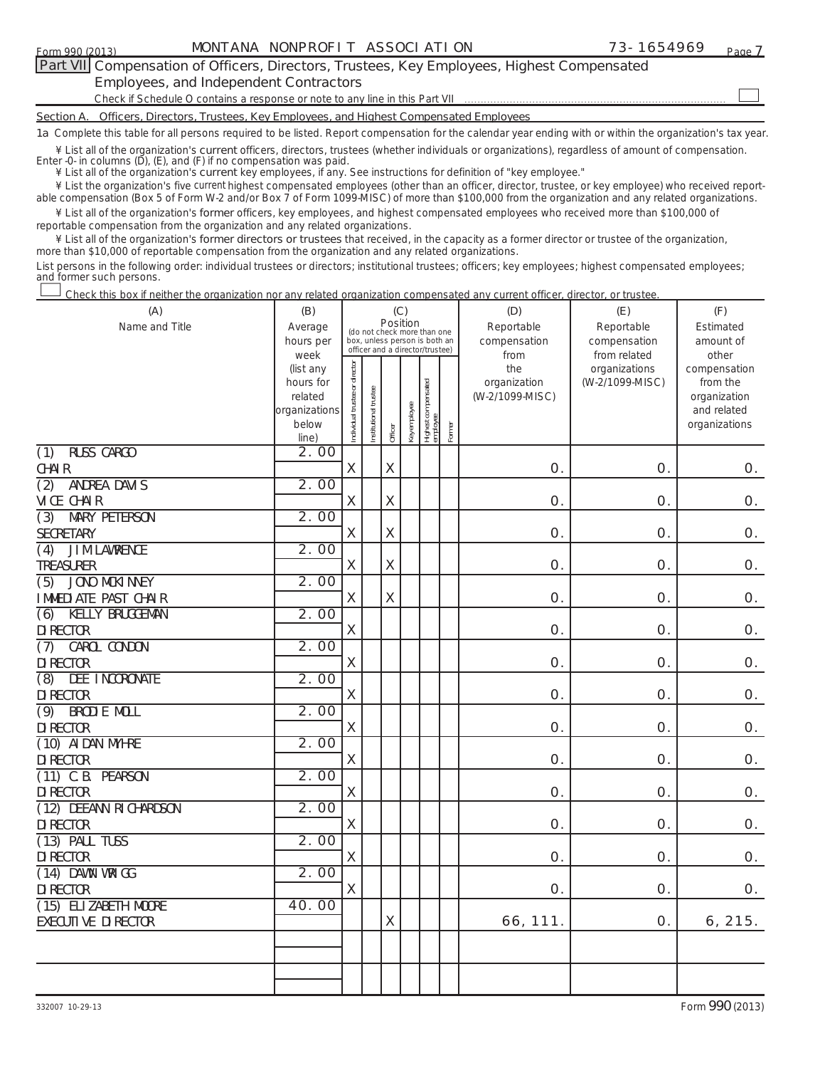Form 990 (2013) MONTANA NONPROFIT ASSOCIATION 73-1654969

## Part VII Compensation of Officers, Directors, Trustees, Key Employees, Highest Compensated Employees, and Independent Contractors

Check if Schedule O contains a response or note to any line in this Part VII ☐

### Section A. Officers, Directors, Trustees, Key Employees, and Highest Compensated Employees

1a Complete this table for all persons required to be listed. Report compensation for the calendar year ending with or within the organization's tax year.

- List all of the organization's current officers, directors, trustees (whether individuals or organizations), regardless of amount of compensation. Enter -0- in columns (D), (E), and (F) if no compensation was paid.
- List all of the organization's current key employees, if any. See instructions for definition of "key employee."
- List the organization's five current highest compensated employees (other than an officer, director, trustee, or key employee) who received reportable compensation (Box 5 of Form W-2 and/or Box 7 of Form 1099-MISC) of more than $100,000 from the organization and any related organizations.
- List all of the organization's former officers, key employees, and highest compensated employees who received more than $100,000 of reportable compensation from the organization and any related organizations.
- List all of the organization's former directors or trustees that received, in the capacity as a former director or trustee of the organization, more than $10,000 of reportable compensation from the organization and any related organizations.

List persons in the following order: individual trustees or directors; institutional trustees; officers; key employees; highest compensated employees; and former such persons.

☐ Check this box if neither the organization nor any related organization compensated any current officer, director, or trustee.

| (A) Name and Title | (B) Average hours per week (list any hours for related organizations below line) | (C) Position: Individual trustee or director | Institutional trustee | Officer | Key employee | Highest compensated employee | Former | (D) Reportable compensation from the organization (W-2/1099-MISC) | (E) Reportable compensation from related organizations (W-2/1099-MISC) | (F) Estimated amount of other compensation from the organization and related organizations |
|---|---|---|---|---|---|---|---|---|---|---|
| (1) RUSS CARGO<br>CHAIR | 2.00 | X | | X | | | | 0. | 0. | 0. |
| (2) ANDREA DAVIS<br>VICE CHAIR | 2.00 | X | | X | | | | 0. | 0. | 0. |
| (3) MARY PETERSON<br>SECRETARY | 2.00 | X | | X | | | | 0. | 0. | 0. |
| (4) JIM LAWRENCE<br>TREASURER | 2.00 | X | | X | | | | 0. | 0. | 0. |
| (5) JONO MCKINNEY<br>IMMEDIATE PAST CHAIR | 2.00 | X | | X | | | | 0. | 0. | 0. |
| (6) KELLY BRUGGEMAN<br>DIRECTOR | 2.00 | X | | | | | | 0. | 0. | 0. |
| (7) CAROL CONDON<br>DIRECTOR | 2.00 | X | | | | | | 0. | 0. | 0. |
| (8) DEE INCORONATE<br>DIRECTOR | 2.00 | X | | | | | | 0. | 0. | 0. |
| (9) BRODIE MOLL<br>DIRECTOR | 2.00 | X | | | | | | 0. | 0. | 0. |
| (10) AIDAN MYHRE<br>DIRECTOR | 2.00 | X | | | | | | 0. | 0. | 0. |
| (11) C.B. PEARSON<br>DIRECTOR | 2.00 | X | | | | | | 0. | 0. | 0. |
| (12) DEEANN RICHARDSON<br>DIRECTOR | 2.00 | X | | | | | | 0. | 0. | 0. |
| (13) PAUL TUSS<br>DIRECTOR | 2.00 | X | | | | | | 0. | 0. | 0. |
| (14) DAWN WRIGG<br>DIRECTOR | 2.00 | X | | | | | | 0. | 0. | 0. |
| (15) ELIZABETH MOORE<br>EXECUTIVE DIRECTOR | 40.00 | | | X | | | | 66,111. | 0. | 6,215. |
| | | | | | | | | | | |

332007 10-29-13

Form 990 (2013)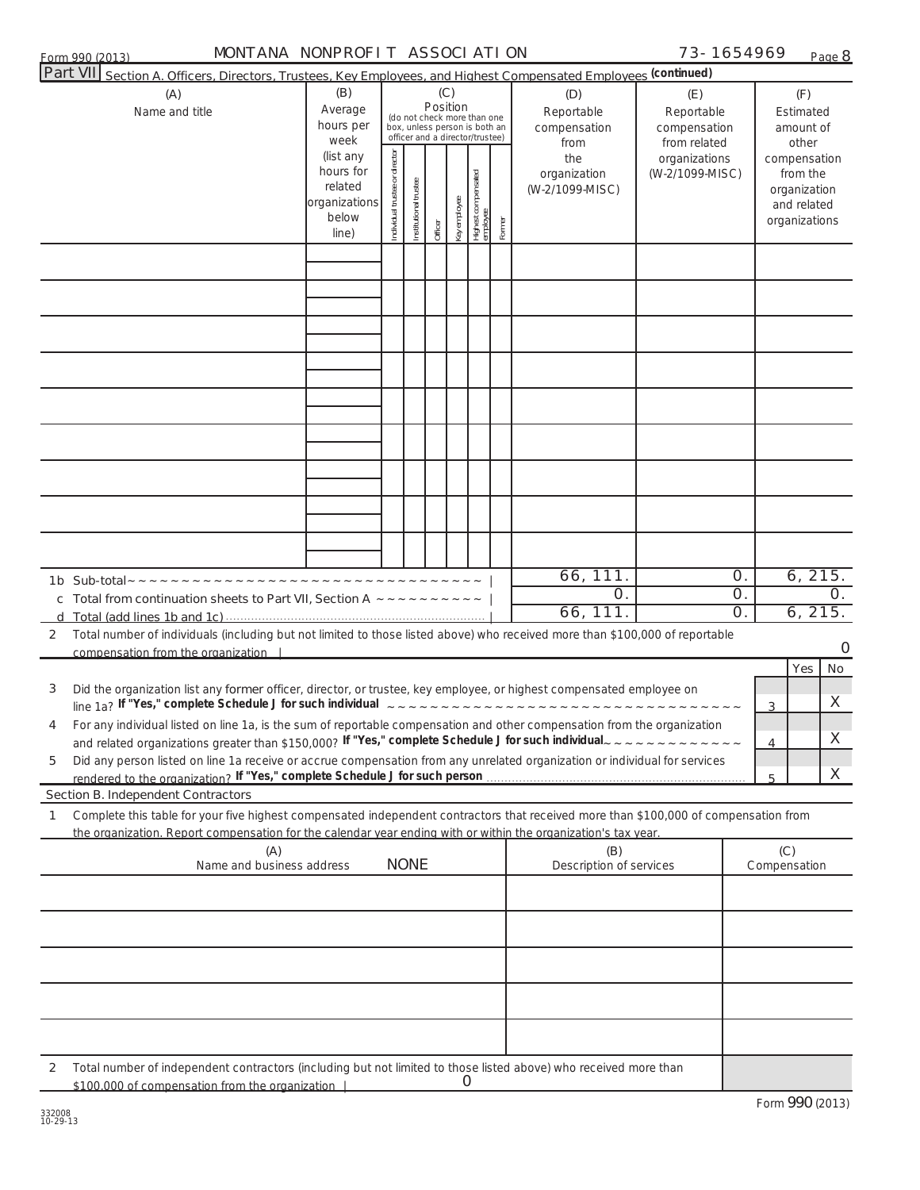Form 990 (2013) MONTANA NONPROFIT ASSOCIATION 73-1654969

## Part VII Section A. Officers, Directors, Trustees, Key Employees, and Highest Compensated Employees (continued)

| (A) Name and title | (B) Average hours per week (list any hours for related organizations below line) | (C) Position (do not check more than one box, unless person is both an officer and a director/trustee): Individual trustee or director | Institutional trustee | Officer | Key employee | Highest compensated employee | Former | (D) Reportable compensation from the organization (W-2/1099-MISC) | (E) Reportable compensation from related organizations (W-2/1099-MISC) | (F) Estimated amount of other compensation from the organization and related organizations |
|---|---|---|---|---|---|---|---|---|---|---|
| | | | | | | | | | | |
| | | | | | | | | | | |
| | | | | | | | | | | |
| | | | | | | | | | | |
| | | | | | | | | | | |
| | | | | | | | | | | |
| | | | | | | | | | | |
| | | | | | | | | | | |
| | | | | | | | | | | |

| | (D) | (E) | (F) |
|---|---|---|---|
| 1b Sub-total | 66,111. | 0. | 6,215. |
| c Total from continuation sheets to Part VII, Section A | 0. | 0. | 0. |
| d Total (add lines 1b and 1c) | 66,111. | 0. | 6,215. |

2 Total number of individuals (including but not limited to those listed above) who received more than $100,000 of reportable compensation from the organization: 0

| | | | Yes | No |
|---|---|---|---|---|
| 3 | Did the organization list any former officer, director, or trustee, key employee, or highest compensated employee on line 1a? **If "Yes," complete Schedule J for such individual** | 3 | | X |
| 4 | For any individual listed on line 1a, is the sum of reportable compensation and other compensation from the organization and related organizations greater than $150,000? **If "Yes," complete Schedule J for such individual** | 4 | | X |
| 5 | Did any person listed on line 1a receive or accrue compensation from any unrelated organization or individual for services rendered to the organization? **If "Yes," complete Schedule J for such person** | 5 | | X |

### Section B. Independent Contractors

1 Complete this table for your five highest compensated independent contractors that received more than $100,000 of compensation from the organization. Report compensation for the calendar year ending with or within the organization's tax year.

| (A) Name and business address | (B) Description of services | (C) Compensation |
|---|---|---|
| NONE | | |
| | | |
| | | |
| | | |
| | | |
| | | |

2 Total number of independent contractors (including but not limited to those listed above) who received more than $100,000 of compensation from the organization: 0

332008 10-29-13

Form 990 (2013)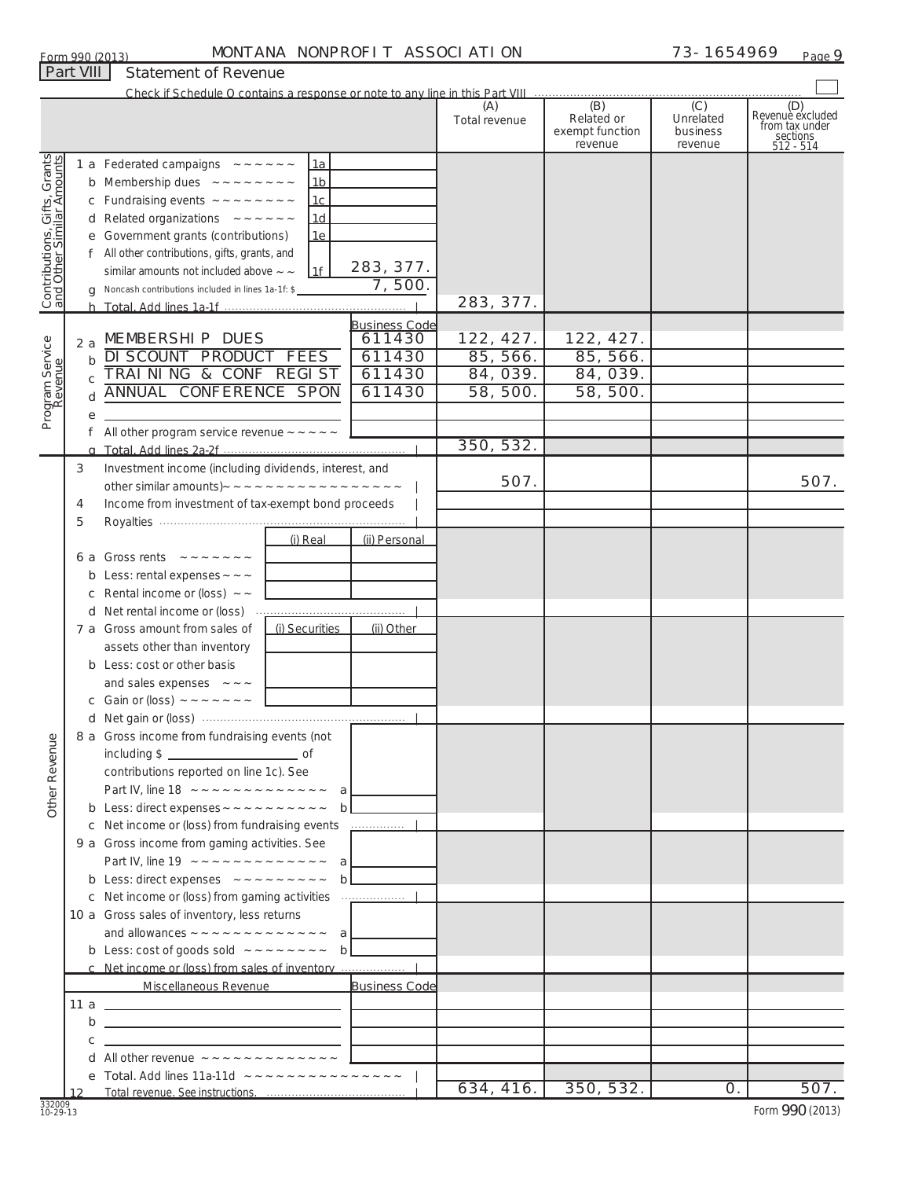Form 990 (2013) MONTANA NONPROFIT ASSOCIATION 73-1654969

## Part VIII Statement of Revenue

Check if Schedule O contains a response or note to any line in this Part VIII ☐

| | | | (A) Total revenue | (B) Related or exempt function revenue | (C) Unrelated business revenue | (D) Revenue excluded from tax under sections 512 - 514 |
|---|---|---|---|---|---|---|
| **Contributions, Gifts, Grants and Other Similar Amounts** | 1 a Federated campaigns | 1a | | | | |
| | b Membership dues | 1b | | | | |
| | c Fundraising events | 1c | | | | |
| | d Related organizations | 1d | | | | |
| | e Government grants (contributions) | 1e | | | | |
| | f All other contributions, gifts, grants, and similar amounts not included above | 1f 283,377. | | | | |
| | g Noncash contributions included in lines 1a-1f: $ 7,500. | | | | | |
| | h Total. Add lines 1a-1f | | 283,377. | | | |
| **Program Service Revenue** | | Business Code | | | | |
| | 2 a MEMBERSHIP DUES | 611430 | 122,427. | 122,427. | | |
| | b DISCOUNT PRODUCT FEES | 611430 | 85,566. | 85,566. | | |
| | c TRAINING & CONF REGIST | 611430 | 84,039. | 84,039. | | |
| | d ANNUAL CONFERENCE SPON | 611430 | 58,500. | 58,500. | | |
| | e | | | | | |
| | f All other program service revenue | | | | | |
| | g Total. Add lines 2a-2f | | 350,532. | | | |
| **Other Revenue** | 3 Investment income (including dividends, interest, and other similar amounts) | | 507. | | | 507. |
| | 4 Income from investment of tax-exempt bond proceeds | | | | | |
| | 5 Royalties | | | | | |
| | | (i) Real / (ii) Personal | | | | |
| | 6 a Gross rents | | | | | |
| | b Less: rental expenses | | | | | |
| | c Rental income or (loss) | | | | | |
| | d Net rental income or (loss) | | | | | |
| | 7 a Gross amount from sales of assets other than inventory | (i) Securities / (ii) Other | | | | |
| | b Less: cost or other basis and sales expenses | | | | | |
| | c Gain or (loss) | | | | | |
| | d Net gain or (loss) | | | | | |
| | 8 a Gross income from fundraising events (not including $ ____ of contributions reported on line 1c). See Part IV, line 18 | a | | | | |
| | b Less: direct expenses | b | | | | |
| | c Net income or (loss) from fundraising events | | | | | |
| | 9 a Gross income from gaming activities. See Part IV, line 19 | a | | | | |
| | b Less: direct expenses | b | | | | |
| | c Net income or (loss) from gaming activities | | | | | |
| | 10 a Gross sales of inventory, less returns and allowances | a | | | | |
| | b Less: cost of goods sold | b | | | | |
| | c Net income or (loss) from sales of inventory | | | | | |
| | Miscellaneous Revenue | Business Code | | | | |
| | 11 a | | | | | |
| | b | | | | | |
| | c | | | | | |
| | d All other revenue | | | | | |
| | e Total. Add lines 11a-11d | | | | | |
| | 12 Total revenue. See instructions. | | 634,416. | 350,532. | 0. | 507. |

332009 10-29-13

Form 990 (2013)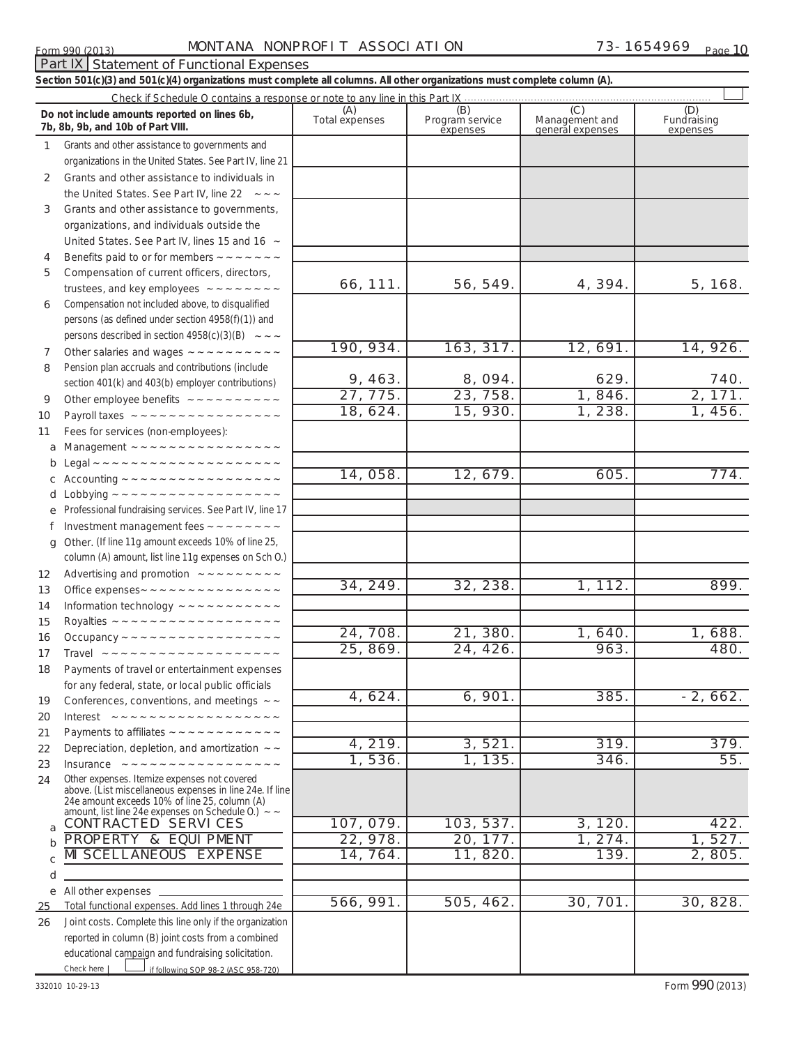Form 990 (2013) MONTANA NONPROFIT ASSOCIATION 73-1654969 Page 10

## Part IX Statement of Functional Expenses

**Section 501(c)(3) and 501(c)(4) organizations must complete all columns. All other organizations must complete column (A).**

Check if Schedule O contains a response or note to any line in this Part IX ☐

| Do not include amounts reported on lines 6b, 7b, 8b, 9b, and 10b of Part VIII. | (A) Total expenses | (B) Program service expenses | (C) Management and general expenses | (D) Fundraising expenses |
|---|---|---|---|---|
| 1 Grants and other assistance to governments and organizations in the United States. See Part IV, line 21 | | | | |
| 2 Grants and other assistance to individuals in the United States. See Part IV, line 22 | | | | |
| 3 Grants and other assistance to governments, organizations, and individuals outside the United States. See Part IV, lines 15 and 16 | | | | |
| 4 Benefits paid to or for members | | | | |
| 5 Compensation of current officers, directors, trustees, and key employees | 66,111. | 56,549. | 4,394. | 5,168. |
| 6 Compensation not included above, to disqualified persons (as defined under section 4958(f)(1)) and persons described in section 4958(c)(3)(B) | | | | |
| 7 Other salaries and wages | 190,934. | 163,317. | 12,691. | 14,926. |
| 8 Pension plan accruals and contributions (include section 401(k) and 403(b) employer contributions) | 9,463. | 8,094. | 629. | 740. |
| 9 Other employee benefits | 27,775. | 23,758. | 1,846. | 2,171. |
| 10 Payroll taxes | 18,624. | 15,930. | 1,238. | 1,456. |
| 11 Fees for services (non-employees): | | | | |
| a Management | | | | |
| b Legal | | | | |
| c Accounting | 14,058. | 12,679. | 605. | 774. |
| d Lobbying | | | | |
| e Professional fundraising services. See Part IV, line 17 | | | | |
| f Investment management fees | | | | |
| g Other. (If line 11g amount exceeds 10% of line 25, column (A) amount, list line 11g expenses on Sch O.) | | | | |
| 12 Advertising and promotion | | | | |
| 13 Office expenses | 34,249. | 32,238. | 1,112. | 899. |
| 14 Information technology | | | | |
| 15 Royalties | | | | |
| 16 Occupancy | 24,708. | 21,380. | 1,640. | 1,688. |
| 17 Travel | 25,869. | 24,426. | 963. | 480. |
| 18 Payments of travel or entertainment expenses for any federal, state, or local public officials | | | | |
| 19 Conferences, conventions, and meetings | 4,624. | 6,901. | 385. | -2,662. |
| 20 Interest | | | | |
| 21 Payments to affiliates | | | | |
| 22 Depreciation, depletion, and amortization | 4,219. | 3,521. | 319. | 379. |
| 23 Insurance | 1,536. | 1,135. | 346. | 55. |
| 24 Other expenses. Itemize expenses not covered above. (List miscellaneous expenses in line 24e. If line 24e amount exceeds 10% of line 25, column (A) amount, list line 24e expenses on Schedule O.) | | | | |
| a CONTRACTED SERVICES | 107,079. | 103,537. | 3,120. | 422. |
| b PROPERTY & EQUIPMENT | 22,978. | 20,177. | 1,274. | 1,527. |
| c MISCELLANEOUS EXPENSE | 14,764. | 11,820. | 139. | 2,805. |
| d | | | | |
| e All other expenses | | | | |
| 25 Total functional expenses. Add lines 1 through 24e | 566,991. | 505,462. | 30,701. | 30,828. |
| 26 Joint costs. Complete this line only if the organization reported in column (B) joint costs from a combined educational campaign and fundraising solicitation. Check here ☐ if following SOP 98-2 (ASC 958-720) | | | | |

332010 10-29-13 Form 990 (2013)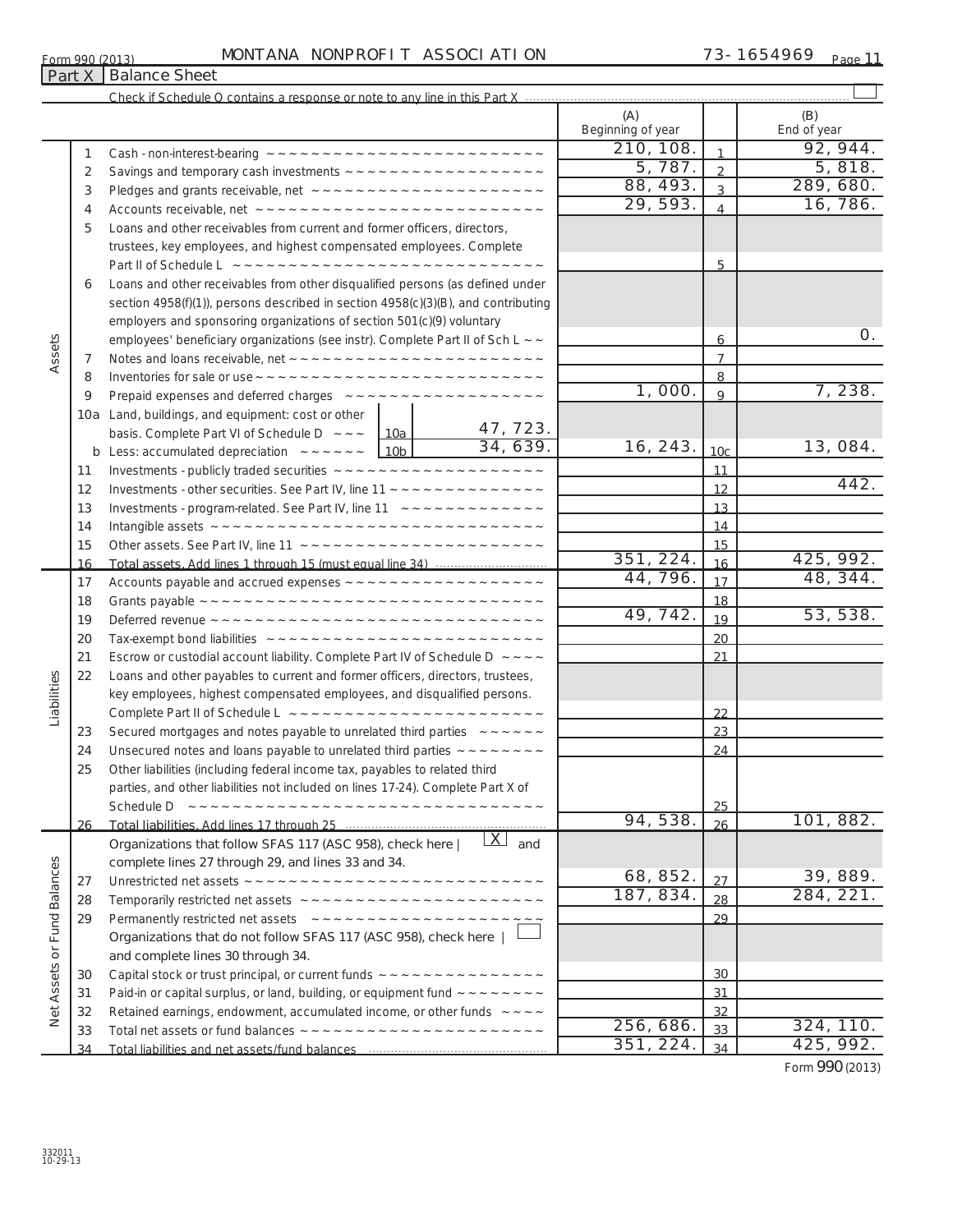Form 990 (2013) MONTANA NONPROFIT ASSOCIATION 73-1654969

## Part X Balance Sheet

Check if Schedule O contains a response or note to any line in this Part X

| | | | (A) Beginning of year | | (B) End of year |
|---|---|---|---|---|---|
| Assets | 1 | Cash - non-interest-bearing | 210,108. | 1 | 92,944. |
| | 2 | Savings and temporary cash investments | 5,787. | 2 | 5,818. |
| | 3 | Pledges and grants receivable, net | 88,493. | 3 | 289,680. |
| | 4 | Accounts receivable, net | 29,593. | 4 | 16,786. |
| | 5 | Loans and other receivables from current and former officers, directors, trustees, key employees, and highest compensated employees. Complete Part II of Schedule L | | 5 | |
| | 6 | Loans and other receivables from other disqualified persons (as defined under section 4958(f)(1)), persons described in section 4958(c)(3)(B), and contributing employers and sponsoring organizations of section 501(c)(9) voluntary employees' beneficiary organizations (see instr). Complete Part II of Sch L | | 6 | 0. |
| | 7 | Notes and loans receivable, net | | 7 | |
| | 8 | Inventories for sale or use | | 8 | |
| | 9 | Prepaid expenses and deferred charges | 1,000. | 9 | 7,238. |
| | 10a | Land, buildings, and equipment: cost or other basis. Complete Part VI of Schedule D — 10a: 47,723. | | | |
| | b | Less: accumulated depreciation — 10b: 34,639. | 16,243. | 10c | 13,084. |
| | 11 | Investments - publicly traded securities | | 11 | |
| | 12 | Investments - other securities. See Part IV, line 11 | | 12 | 442. |
| | 13 | Investments - program-related. See Part IV, line 11 | | 13 | |
| | 14 | Intangible assets | | 14 | |
| | 15 | Other assets. See Part IV, line 11 | | 15 | |
| | 16 | Total assets. Add lines 1 through 15 (must equal line 34) | 351,224. | 16 | 425,992. |
| Liabilities | 17 | Accounts payable and accrued expenses | 44,796. | 17 | 48,344. |
| | 18 | Grants payable | | 18 | |
| | 19 | Deferred revenue | 49,742. | 19 | 53,538. |
| | 20 | Tax-exempt bond liabilities | | 20 | |
| | 21 | Escrow or custodial account liability. Complete Part IV of Schedule D | | 21 | |
| | 22 | Loans and other payables to current and former officers, directors, trustees, key employees, highest compensated employees, and disqualified persons. Complete Part II of Schedule L | | 22 | |
| | 23 | Secured mortgages and notes payable to unrelated third parties | | 23 | |
| | 24 | Unsecured notes and loans payable to unrelated third parties | | 24 | |
| | 25 | Other liabilities (including federal income tax, payables to related third parties, and other liabilities not included on lines 17-24). Complete Part X of Schedule D | | 25 | |
| | 26 | Total liabilities. Add lines 17 through 25 | 94,538. | 26 | 101,882. |
| Net Assets or Fund Balances | | Organizations that follow SFAS 117 (ASC 958), check here [X] and complete lines 27 through 29, and lines 33 and 34. | | | |
| | 27 | Unrestricted net assets | 68,852. | 27 | 39,889. |
| | 28 | Temporarily restricted net assets | 187,834. | 28 | 284,221. |
| | 29 | Permanently restricted net assets | | 29 | |
| | | Organizations that do not follow SFAS 117 (ASC 958), check here [ ] and complete lines 30 through 34. | | | |
| | 30 | Capital stock or trust principal, or current funds | | 30 | |
| | 31 | Paid-in or capital surplus, or land, building, or equipment fund | | 31 | |
| | 32 | Retained earnings, endowment, accumulated income, or other funds | | 32 | |
| | 33 | Total net assets or fund balances | 256,686. | 33 | 324,110. |
| | 34 | Total liabilities and net assets/fund balances | 351,224. | 34 | 425,992. |

Form **990** (2013)

332011 10-29-13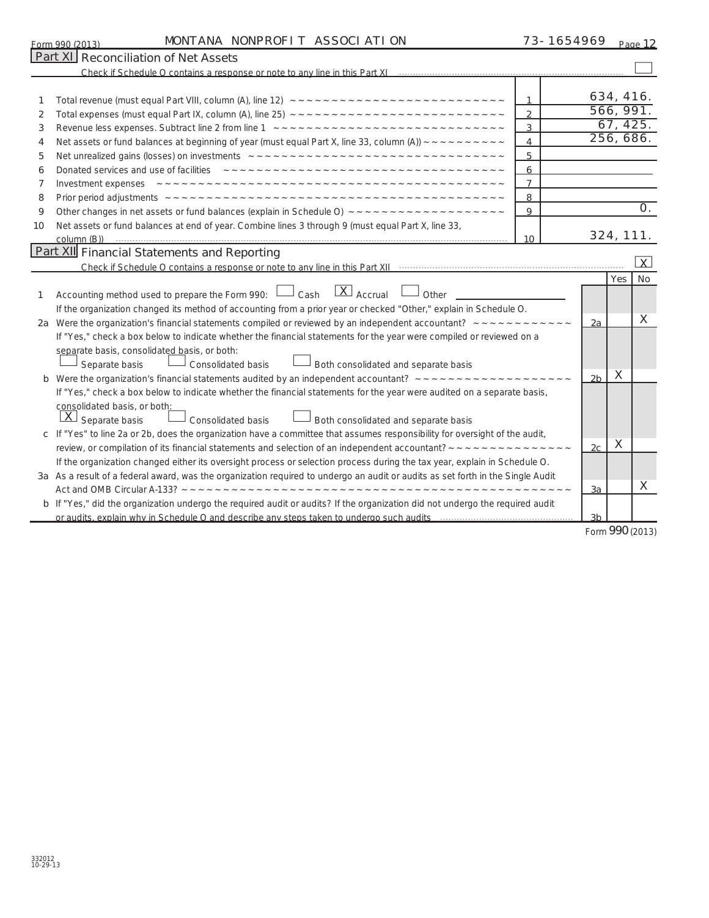Form 990 (2013) MONTANA NONPROFIT ASSOCIATION 73-1654969 Page 12

## Part XI Reconciliation of Net Assets

Check if Schedule O contains a response or note to any line in this Part XI ☐

| | | | |
|---|---|---|---|
| 1 | Total revenue (must equal Part VIII, column (A), line 12) | 1 | 634,416. |
| 2 | Total expenses (must equal Part IX, column (A), line 25) | 2 | 566,991. |
| 3 | Revenue less expenses. Subtract line 2 from line 1 | 3 | 67,425. |
| 4 | Net assets or fund balances at beginning of year (must equal Part X, line 33, column (A)) | 4 | 256,686. |
| 5 | Net unrealized gains (losses) on investments | 5 | |
| 6 | Donated services and use of facilities | 6 | |
| 7 | Investment expenses | 7 | |
| 8 | Prior period adjustments | 8 | |
| 9 | Other changes in net assets or fund balances (explain in Schedule O) | 9 | 0. |
| 10 | Net assets or fund balances at end of year. Combine lines 3 through 9 (must equal Part X, line 33, column (B)) | 10 | 324,111. |

## Part XII Financial Statements and Reporting

Check if Schedule O contains a response or note to any line in this Part XII ☒

| | | | Yes | No |
|---|---|---|---|---|
| 1 | Accounting method used to prepare the Form 990: ☐ Cash ☒ Accrual ☐ Other<br>If the organization changed its method of accounting from a prior year or checked "Other," explain in Schedule O. | | | |
| 2a | Were the organization's financial statements compiled or reviewed by an independent accountant? | 2a | | X |
| | If "Yes," check a box below to indicate whether the financial statements for the year were compiled or reviewed on a separate basis, consolidated basis, or both:<br>☐ Separate basis ☐ Consolidated basis ☐ Both consolidated and separate basis | | | |
| b | Were the organization's financial statements audited by an independent accountant? | 2b | X | |
| | If "Yes," check a box below to indicate whether the financial statements for the year were audited on a separate basis, consolidated basis, or both:<br>☒ Separate basis ☐ Consolidated basis ☐ Both consolidated and separate basis | | | |
| c | If "Yes" to line 2a or 2b, does the organization have a committee that assumes responsibility for oversight of the audit, review, or compilation of its financial statements and selection of an independent accountant? | 2c | X | |
| | If the organization changed either its oversight process or selection process during the tax year, explain in Schedule O. | | | |
| 3a | As a result of a federal award, was the organization required to undergo an audit or audits as set forth in the Single Audit Act and OMB Circular A-133? | 3a | | X |
| b | If "Yes," did the organization undergo the required audit or audits? If the organization did not undergo the required audit or audits, explain why in Schedule O and describe any steps taken to undergo such audits | 3b | | |

Form 990 (2013)

332012 10-29-13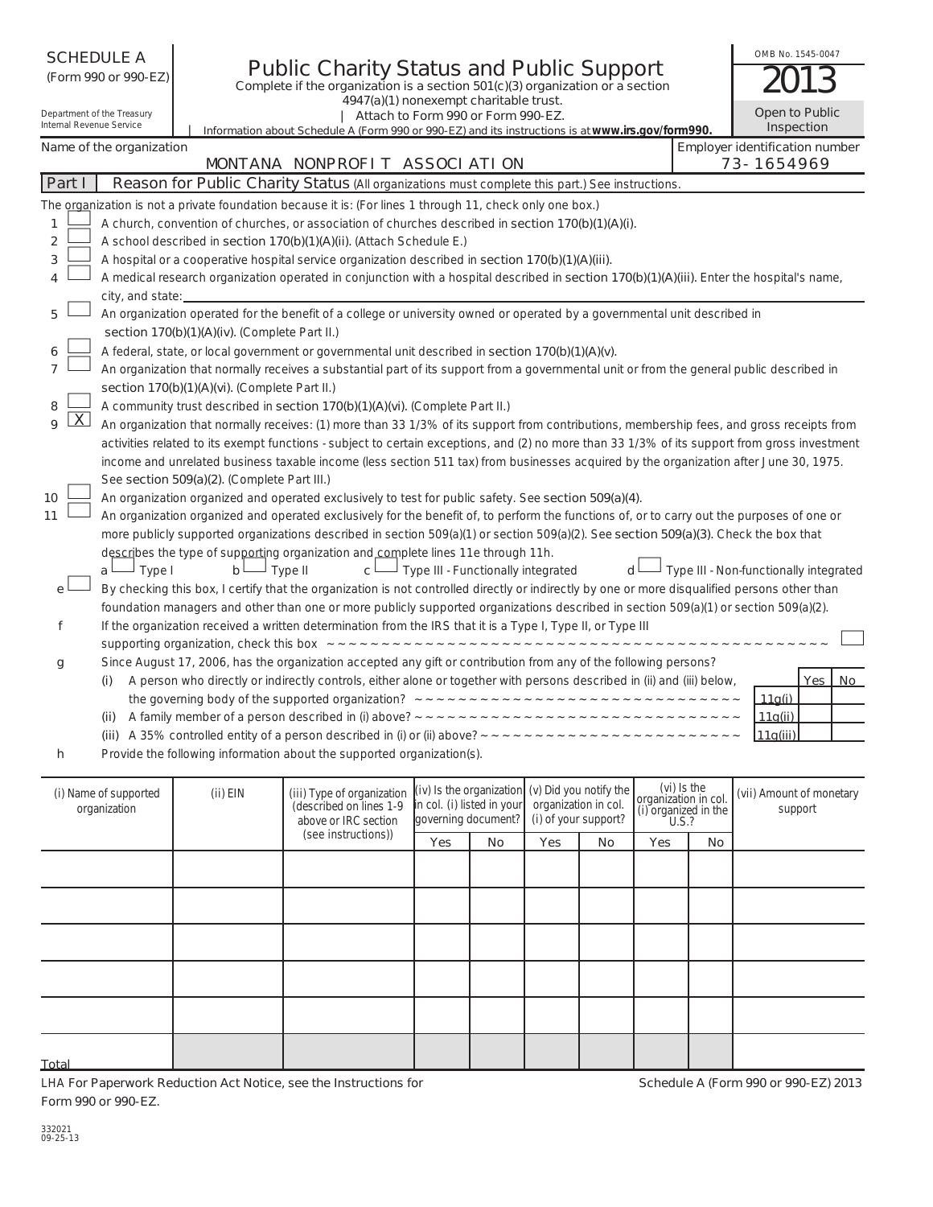SCHEDULE A (Form 990 or 990-EZ)

Department of the Treasury
Internal Revenue Service

# Public Charity Status and Public Support

Complete if the organization is a section 501(c)(3) organization or a section 4947(a)(1) nonexempt charitable trust.

Attach to Form 990 or Form 990-EZ.

Information about Schedule A (Form 990 or 990-EZ) and its instructions is at **www.irs.gov/form990.**

OMB No. 1545-0047

2013

Open to Public Inspection

Name of the organization: MONTANA NONPROFIT ASSOCIATION

Employer identification number: 73-1654969

## Part I Reason for Public Charity Status (All organizations must complete this part.) See instructions.

The organization is not a private foundation because it is: (For lines 1 through 11, check only one box.)

1. [ ] A church, convention of churches, or association of churches described in section 170(b)(1)(A)(i).
2. [ ] A school described in section 170(b)(1)(A)(ii). (Attach Schedule E.)
3. [ ] A hospital or a cooperative hospital service organization described in section 170(b)(1)(A)(iii).
4. [ ] A medical research organization operated in conjunction with a hospital described in section 170(b)(1)(A)(iii). Enter the hospital's name, city, and state:
5. [ ] An organization operated for the benefit of a college or university owned or operated by a governmental unit described in section 170(b)(1)(A)(iv). (Complete Part II.)
6. [ ] A federal, state, or local government or governmental unit described in section 170(b)(1)(A)(v).
7. [ ] An organization that normally receives a substantial part of its support from a governmental unit or from the general public described in section 170(b)(1)(A)(vi). (Complete Part II.)
8. [ ] A community trust described in section 170(b)(1)(A)(vi). (Complete Part II.)
9. [X] An organization that normally receives: (1) more than 33 1/3% of its support from contributions, membership fees, and gross receipts from activities related to its exempt functions - subject to certain exceptions, and (2) no more than 33 1/3% of its support from gross investment income and unrelated business taxable income (less section 511 tax) from businesses acquired by the organization after June 30, 1975. See section 509(a)(2). (Complete Part III.)
10. [ ] An organization organized and operated exclusively to test for public safety. See section 509(a)(4).
11. [ ] An organization organized and operated exclusively for the benefit of, to perform the functions of, or to carry out the purposes of one or more publicly supported organizations described in section 509(a)(1) or section 509(a)(2). See section 509(a)(3). Check the box that describes the type of supporting organization and complete lines 11e through 11h.

   a [ ] Type I  b [ ] Type II  c [ ] Type III - Functionally integrated  d [ ] Type III - Non-functionally integrated

   e [ ] By checking this box, I certify that the organization is not controlled directly or indirectly by one or more disqualified persons other than foundation managers and other than one or more publicly supported organizations described in section 509(a)(1) or section 509(a)(2).

   f If the organization received a written determination from the IRS that it is a Type I, Type II, or Type III supporting organization, check this box [ ]

   g Since August 17, 2006, has the organization accepted any gift or contribution from any of the following persons?

| | | Yes | No |
|---|---|---|---|
| (i) A person who directly or indirectly controls, either alone or together with persons described in (ii) and (iii) below, the governing body of the supported organization? | 11g(i) | | |
| (ii) A family member of a person described in (i) above? | 11g(ii) | | |
| (iii) A 35% controlled entity of a person described in (i) or (ii) above? | 11g(iii) | | |

   h Provide the following information about the supported organization(s).

| (i) Name of supported organization | (ii) EIN | (iii) Type of organization (described on lines 1-9 above or IRC section (see instructions)) | (iv) Is the organization in col. (i) listed in your governing document? | | (v) Did you notify the organization in col. (i) of your support? | | (vi) Is the organization in col. (i) organized in the U.S.? | | (vii) Amount of monetary support |
|---|---|---|---|---|---|---|---|---|---|
| | | | Yes | No | Yes | No | Yes | No | |
| | | | | | | | | | |
| | | | | | | | | | |
| | | | | | | | | | |
| | | | | | | | | | |
| | | | | | | | | | |
| Total | | | | | | | | | |

LHA For Paperwork Reduction Act Notice, see the Instructions for Form 990 or 990-EZ.

Schedule A (Form 990 or 990-EZ) 2013

332021 09-25-13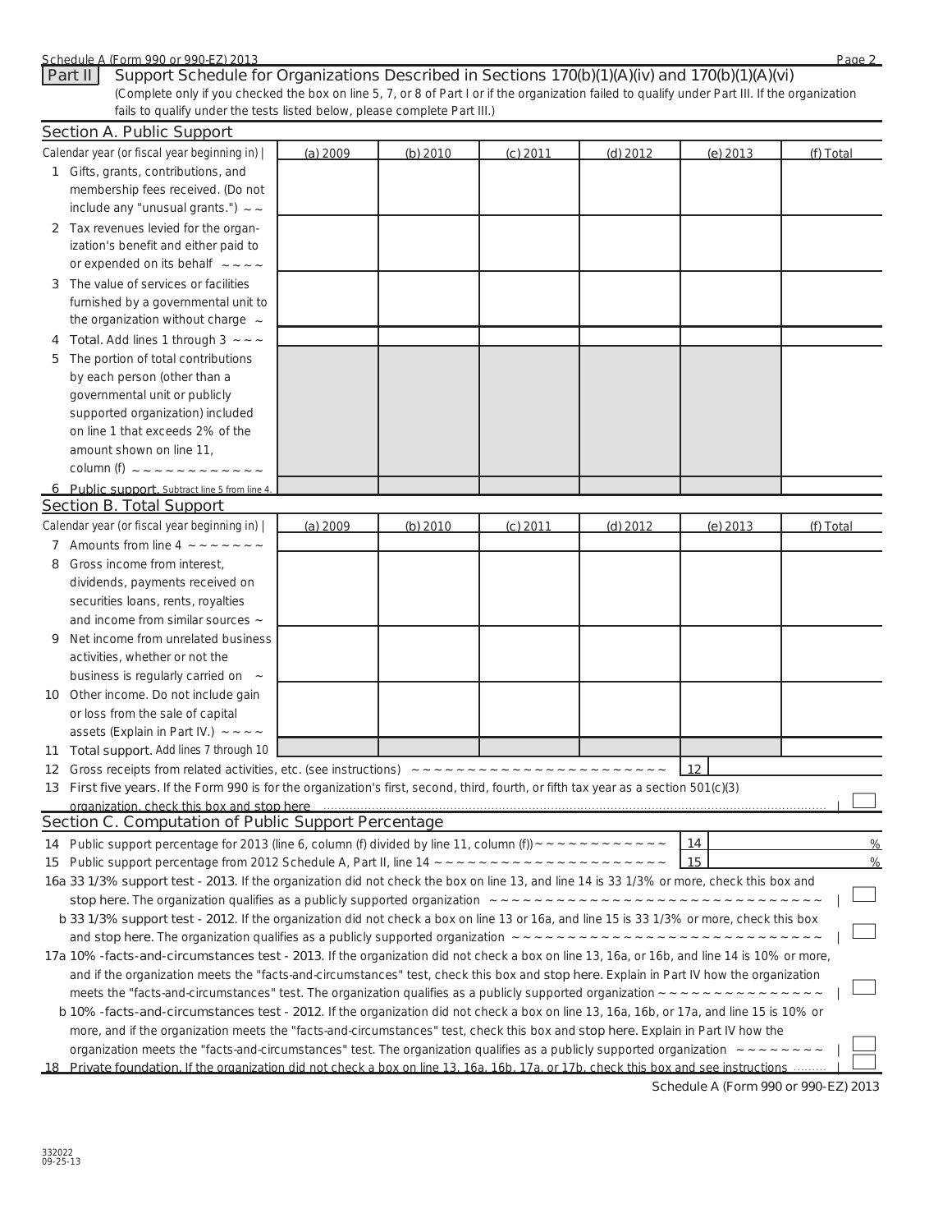## Part II Support Schedule for Organizations Described in Sections 170(b)(1)(A)(iv) and 170(b)(1)(A)(vi)

*(Complete only if you checked the box on line 5, 7, or 8 of Part I or if the organization failed to qualify under Part III. If the organization fails to qualify under the tests listed below, please complete Part III.)*

### Section A. Public Support

| Calendar year (or fiscal year beginning in) | (a) 2009 | (b) 2010 | (c) 2011 | (d) 2012 | (e) 2013 | (f) Total |
|---|---|---|---|---|---|---|
| 1 Gifts, grants, contributions, and membership fees received. (Do not include any "unusual grants.") | | | | | | |
| 2 Tax revenues levied for the organization's benefit and either paid to or expended on its behalf | | | | | | |
| 3 The value of services or facilities furnished by a governmental unit to the organization without charge | | | | | | |
| 4 **Total.** Add lines 1 through 3 | | | | | | |
| 5 The portion of total contributions by each person (other than a governmental unit or publicly supported organization) included on line 1 that exceeds 2% of the amount shown on line 11, column (f) | | | | | | |
| 6 **Public support.** Subtract line 5 from line 4. | | | | | | |

### Section B. Total Support

| Calendar year (or fiscal year beginning in) | (a) 2009 | (b) 2010 | (c) 2011 | (d) 2012 | (e) 2013 | (f) Total |
|---|---|---|---|---|---|---|
| 7 Amounts from line 4 | | | | | | |
| 8 Gross income from interest, dividends, payments received on securities loans, rents, royalties and income from similar sources | | | | | | |
| 9 Net income from unrelated business activities, whether or not the business is regularly carried on | | | | | | |
| 10 Other income. Do not include gain or loss from the sale of capital assets (Explain in Part IV.) | | | | | | |
| 11 **Total support.** Add lines 7 through 10 | | | | | | |

12 Gross receipts from related activities, etc. (see instructions) | 12 |

13 **First five years.** If the Form 990 is for the organization's first, second, third, fourth, or fifth tax year as a section 501(c)(3) organization, check this box and stop here ☐

### Section C. Computation of Public Support Percentage

14 Public support percentage for 2013 (line 6, column (f) divided by line 11, column (f)) | 14 | %

15 Public support percentage from 2012 Schedule A, Part II, line 14 | 15 | %

16a **33 1/3% support test - 2013.** If the organization did not check the box on line 13, and line 14 is 33 1/3% or more, check this box and **stop here.** The organization qualifies as a publicly supported organization ☐

b **33 1/3% support test - 2012.** If the organization did not check a box on line 13 or 16a, and line 15 is 33 1/3% or more, check this box and **stop here.** The organization qualifies as a publicly supported organization ☐

17a **10% -facts-and-circumstances test - 2013.** If the organization did not check a box on line 13, 16a, or 16b, and line 14 is 10% or more, and if the organization meets the "facts-and-circumstances" test, check this box and **stop here.** Explain in Part IV how the organization meets the "facts-and-circumstances" test. The organization qualifies as a publicly supported organization ☐

b **10% -facts-and-circumstances test - 2012.** If the organization did not check a box on line 13, 16a, 16b, or 17a, and line 15 is 10% or more, and if the organization meets the "facts-and-circumstances" test, check this box and **stop here.** Explain in Part IV how the organization meets the "facts-and-circumstances" test. The organization qualifies as a publicly supported organization ☐

18 **Private foundation.** If the organization did not check a box on line 13, 16a, 16b, 17a, or 17b, check this box and see instructions ☐

Schedule A (Form 990 or 990-EZ) 2013

332022
09-25-13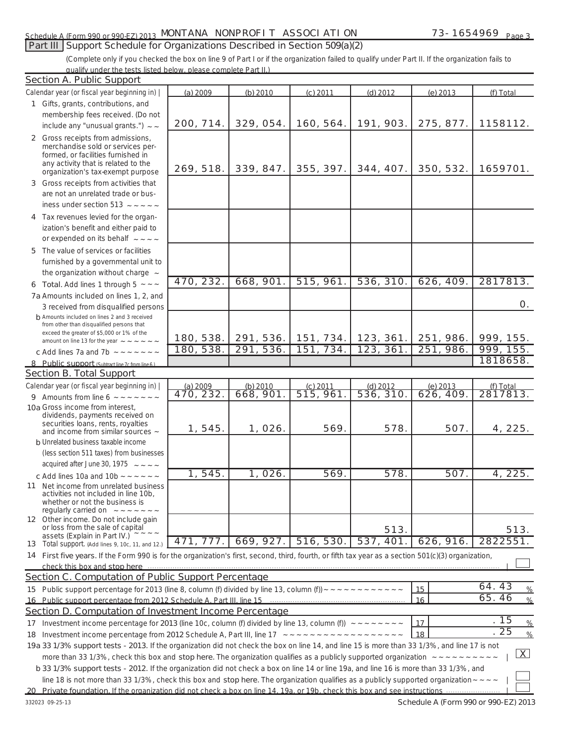Schedule A (Form 990 or 990-EZ) 2013 MONTANA NONPROFIT ASSOCIATION 73-1654969 Page 3

## Part III Support Schedule for Organizations Described in Section 509(a)(2)

(Complete only if you checked the box on line 9 of Part I or if the organization failed to qualify under Part II. If the organization fails to qualify under the tests listed below, please complete Part II.)

### Section A. Public Support

| Calendar year (or fiscal year beginning in) | (a) 2009 | (b) 2010 | (c) 2011 | (d) 2012 | (e) 2013 | (f) Total |
|---|---|---|---|---|---|---|
| 1 Gifts, grants, contributions, and membership fees received. (Do not include any "unusual grants.") | 200,714. | 329,054. | 160,564. | 191,903. | 275,877. | 1158112. |
| 2 Gross receipts from admissions, merchandise sold or services performed, or facilities furnished in any activity that is related to the organization's tax-exempt purpose | 269,518. | 339,847. | 355,397. | 344,407. | 350,532. | 1659701. |
| 3 Gross receipts from activities that are not an unrelated trade or business under section 513 | | | | | | |
| 4 Tax revenues levied for the organization's benefit and either paid to or expended on its behalf | | | | | | |
| 5 The value of services or facilities furnished by a governmental unit to the organization without charge | | | | | | |
| 6 Total. Add lines 1 through 5 | 470,232. | 668,901. | 515,961. | 536,310. | 626,409. | 2817813. |
| 7a Amounts included on lines 1, 2, and 3 received from disqualified persons | | | | | | 0. |
| b Amounts included on lines 2 and 3 received from other than disqualified persons that exceed the greater of $5,000 or 1% of the amount on line 13 for the year | 180,538. | 291,536. | 151,734. | 123,361. | 251,986. | 999,155. |
| c Add lines 7a and 7b | 180,538. | 291,536. | 151,734. | 123,361. | 251,986. | 999,155. |
| 8 Public support (Subtract line 7c from line 6.) | | | | | | 1818658. |

### Section B. Total Support

| Calendar year (or fiscal year beginning in) | (a) 2009 | (b) 2010 | (c) 2011 | (d) 2012 | (e) 2013 | (f) Total |
|---|---|---|---|---|---|---|
| 9 Amounts from line 6 | 470,232. | 668,901. | 515,961. | 536,310. | 626,409. | 2817813. |
| 10a Gross income from interest, dividends, payments received on securities loans, rents, royalties and income from similar sources | 1,545. | 1,026. | 569. | 578. | 507. | 4,225. |
| b Unrelated business taxable income (less section 511 taxes) from businesses acquired after June 30, 1975 | | | | | | |
| c Add lines 10a and 10b | 1,545. | 1,026. | 569. | 578. | 507. | 4,225. |
| 11 Net income from unrelated business activities not included in line 10b, whether or not the business is regularly carried on | | | | | | |
| 12 Other income. Do not include gain or loss from the sale of capital assets (Explain in Part IV.) | | | | 513. | | 513. |
| 13 Total support. (Add lines 9, 10c, 11, and 12.) | 471,777. | 669,927. | 516,530. | 537,401. | 626,916. | 2822551. |

14 First five years. If the Form 990 is for the organization's first, second, third, fourth, or fifth tax year as a section 501(c)(3) organization, check this box and stop here ☐

### Section C. Computation of Public Support Percentage

15 Public support percentage for 2013 (line 8, column (f) divided by line 13, column (f)) — 15 — 64.43 %

16 Public support percentage from 2012 Schedule A, Part III, line 15 — 16 — 65.46 %

### Section D. Computation of Investment Income Percentage

17 Investment income percentage for 2013 (line 10c, column (f) divided by line 13, column (f)) — 17 — .15 %

18 Investment income percentage from 2012 Schedule A, Part III, line 17 — 18 — .25 %

19a 33 1/3% support tests - 2013. If the organization did not check the box on line 14, and line 15 is more than 33 1/3%, and line 17 is not more than 33 1/3%, check this box and stop here. The organization qualifies as a publicly supported organization ☒

b 33 1/3% support tests - 2012. If the organization did not check a box on line 14 or line 19a, and line 16 is more than 33 1/3%, and line 18 is not more than 33 1/3%, check this box and stop here. The organization qualifies as a publicly supported organization ☐

20 Private foundation. If the organization did not check a box on line 14, 19a, or 19b, check this box and see instructions ☐

332023 09-25-13 Schedule A (Form 990 or 990-EZ) 2013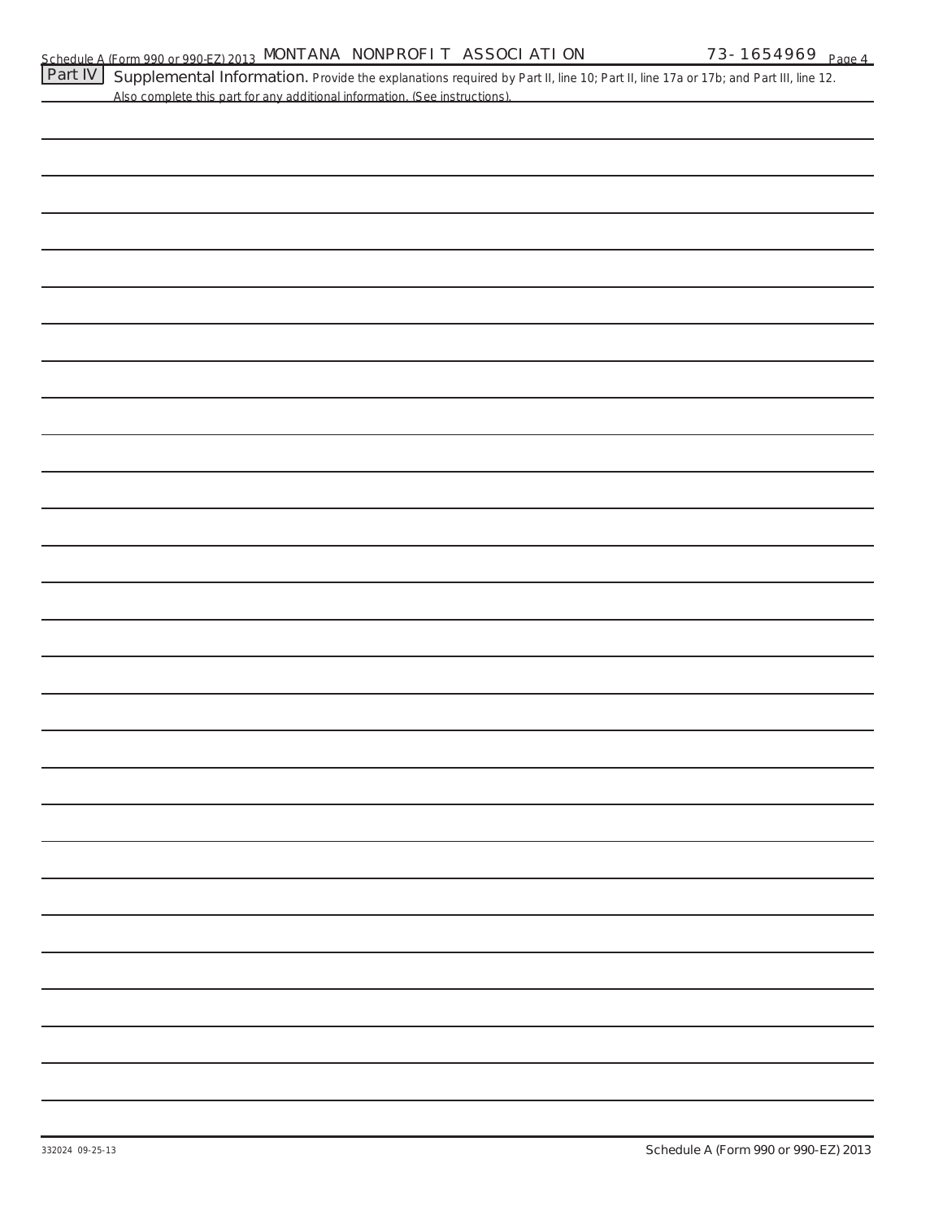Schedule A (Form 990 or 990-EZ) 2013 MONTANA NONPROFIT ASSOCIATION 73-1654969 Page 4

**Part IV** **Supplemental Information.** Provide the explanations required by Part II, line 10; Part II, line 17a or 17b; and Part III, line 12. Also complete this part for any additional information. (See instructions).

332024 09-25-13 Schedule A (Form 990 or 990-EZ) 2013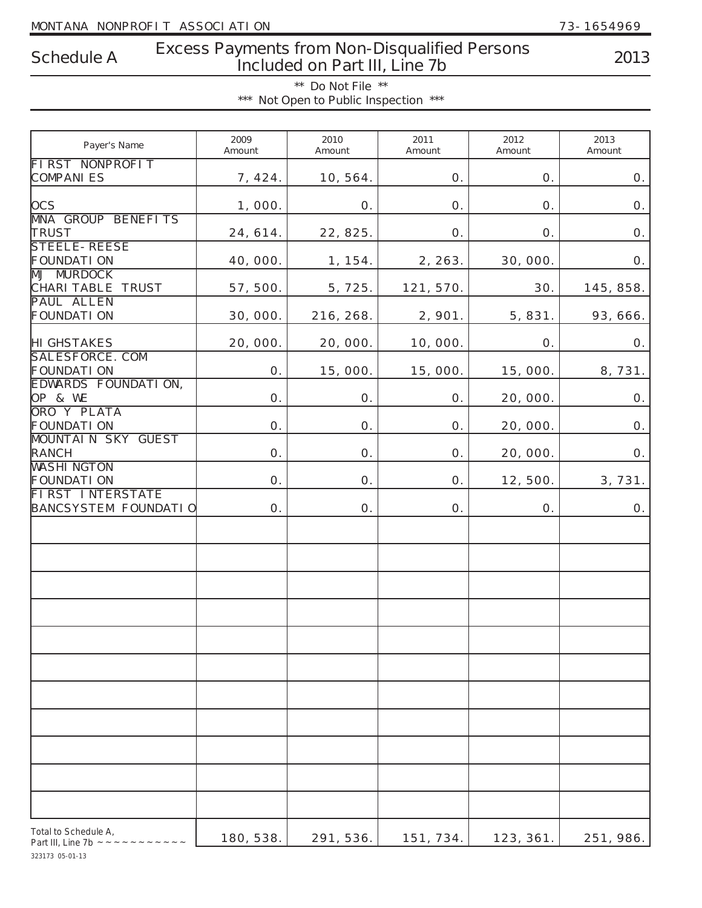MONTANA NONPROFIT ASSOCIATION 73-1654969

# Schedule A — Excess Payments from Non-Disqualified Persons Included on Part III, Line 7b — 2013

** Do Not File **

*** Not Open to Public Inspection ***

| Payer's Name | 2009 Amount | 2010 Amount | 2011 Amount | 2012 Amount | 2013 Amount |
|---|---|---|---|---|---|
| FIRST NONPROFIT COMPANIES | 7,424. | 10,564. | 0. | 0. | 0. |
| OCS | 1,000. | 0. | 0. | 0. | 0. |
| MNA GROUP BENEFITS TRUST | 24,614. | 22,825. | 0. | 0. | 0. |
| STEELE-REESE FOUNDATION | 40,000. | 1,154. | 2,263. | 30,000. | 0. |
| MJ MURDOCK CHARITABLE TRUST | 57,500. | 5,725. | 121,570. | 30. | 145,858. |
| PAUL ALLEN FOUNDATION | 30,000. | 216,268. | 2,901. | 5,831. | 93,666. |
| HIGHSTAKES | 20,000. | 20,000. | 10,000. | 0. | 0. |
| SALESFORCE.COM FOUNDATION | 0. | 15,000. | 15,000. | 15,000. | 8,731. |
| EDWARDS FOUNDATION, OP & WE | 0. | 0. | 0. | 20,000. | 0. |
| ORO Y PLATA FOUNDATION | 0. | 0. | 0. | 20,000. | 0. |
| MOUNTAIN SKY GUEST RANCH | 0. | 0. | 0. | 20,000. | 0. |
| WASHINGTON FOUNDATION | 0. | 0. | 0. | 12,500. | 3,731. |
| FIRST INTERSTATE BANCSYSTEM FOUNDATIO | 0. | 0. | 0. | 0. | 0. |
| | | | | | |
| | | | | | |
| | | | | | |
| | | | | | |
| | | | | | |
| | | | | | |
| | | | | | |
| | | | | | |
| | | | | | |
| | | | | | |
| | | | | | |
| Total to Schedule A, Part III, Line 7b | 180,538. | 291,536. | 151,734. | 123,361. | 251,986. |

323173 05-01-13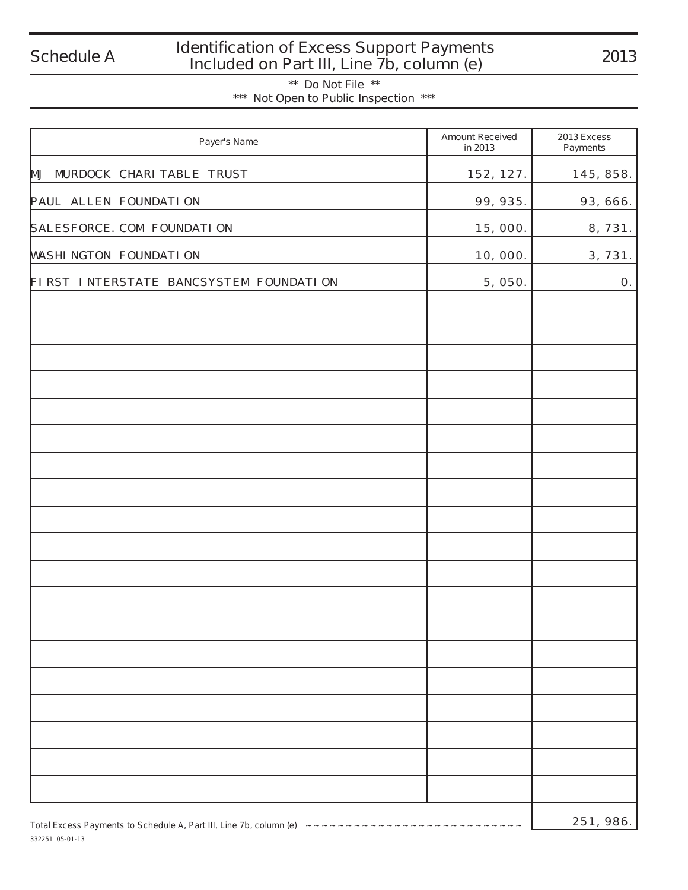# Schedule A — Identification of Excess Support Payments Included on Part III, Line 7b, column (e) — 2013

** Do Not File **

*** Not Open to Public Inspection ***

| Payer's Name | Amount Received in 2013 | 2013 Excess Payments |
|---|---|---|
| MJ MURDOCK CHARITABLE TRUST | 152,127. | 145,858. |
| PAUL ALLEN FOUNDATION | 99,935. | 93,666. |
| SALESFORCE.COM FOUNDATION | 15,000. | 8,731. |
| WASHINGTON FOUNDATION | 10,000. | 3,731. |
| FIRST INTERSTATE BANCSYSTEM FOUNDATION | 5,050. | 0. |
| | | |
| | | |
| | | |
| | | |
| | | |
| | | |
| | | |
| | | |
| | | |
| | | |
| | | |
| | | |
| | | |
| | | |
| | | |
| | | |
| | | |
| | | |
| | | |
| | | |

Total Excess Payments to Schedule A, Part III, Line 7b, column (e) ~~~~~~~~~~~~~~~~~~~~~~~~~~~~ 251,986.

332251 05-01-13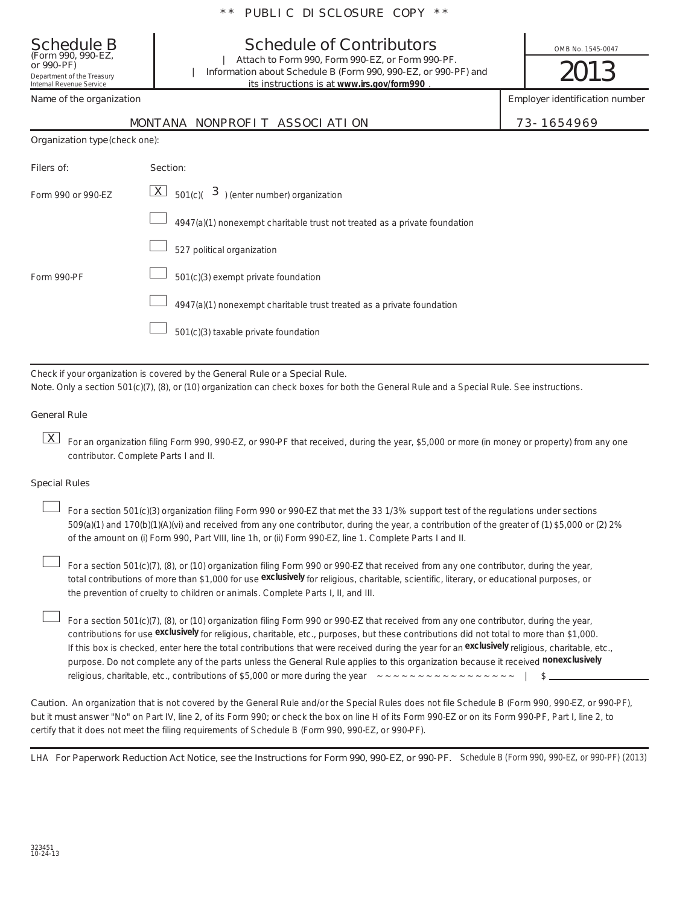** PUBLIC DISCLOSURE COPY **

# Schedule B
(Form 990, 990-EZ, or 990-PF)

Department of the Treasury
Internal Revenue Service

## Schedule of Contributors

| Attach to Form 990, Form 990-EZ, or Form 990-PF.
| Information about Schedule B (Form 990, 990-EZ, or 990-PF) and its instructions is at **www.irs.gov/form990**.

OMB No. 1545-0047

2013

| Name of the organization | Employer identification number |
|---|---|
| MONTANA NONPROFIT ASSOCIATION | 73-1654969 |

Organization type (check one):

| Filers of: | Section: |
|---|---|
| Form 990 or 990-EZ | [X] 501(c)( 3 ) (enter number) organization |
| | [ ] 4947(a)(1) nonexempt charitable trust **not** treated as a private foundation |
| | [ ] 527 political organization |
| Form 990-PF | [ ] 501(c)(3) exempt private foundation |
| | [ ] 4947(a)(1) nonexempt charitable trust treated as a private foundation |
| | [ ] 501(c)(3) taxable private foundation |

Check if your organization is covered by the **General Rule** or a **Special Rule.**
**Note.** Only a section 501(c)(7), (8), or (10) organization can check boxes for both the General Rule and a Special Rule. See instructions.

**General Rule**

[X] For an organization filing Form 990, 990-EZ, or 990-PF that received, during the year, $5,000 or more (in money or property) from any one contributor. Complete Parts I and II.

**Special Rules**

[ ] For a section 501(c)(3) organization filing Form 990 or 990-EZ that met the 33 1/3% support test of the regulations under sections 509(a)(1) and 170(b)(1)(A)(vi) and received from any one contributor, during the year, a contribution of the greater of **(1)** $5,000 or **(2)** 2% of the amount on (i) Form 990, Part VIII, line 1h, or (ii) Form 990-EZ, line 1. Complete Parts I and II.

[ ] For a section 501(c)(7), (8), or (10) organization filing Form 990 or 990-EZ that received from any one contributor, during the year, total contributions of more than $1,000 for use **exclusively** for religious, charitable, scientific, literary, or educational purposes, or the prevention of cruelty to children or animals. Complete Parts I, II, and III.

[ ] For a section 501(c)(7), (8), or (10) organization filing Form 990 or 990-EZ that received from any one contributor, during the year, contributions for use **exclusively** for religious, charitable, etc., purposes, but these contributions did not total to more than $1,000. If this box is checked, enter here the total contributions that were received during the year for an **exclusively** religious, charitable, etc., purpose. Do not complete any of the parts unless the **General Rule** applies to this organization because it received **nonexclusively** religious, charitable, etc., contributions of $5,000 or more during the year ~~~~~~~~~~~~~~~~~ | $ ________

**Caution.** An organization that is not covered by the General Rule and/or the Special Rules does not file Schedule B (Form 990, 990-EZ, or 990-PF), but it **must** answer "No" on Part IV, line 2, of its Form 990; or check the box on line H of its Form 990-EZ or on its Form 990-PF, Part I, line 2, to certify that it does not meet the filing requirements of Schedule B (Form 990, 990-EZ, or 990-PF).

LHA **For Paperwork Reduction Act Notice, see the Instructions for Form 990, 990-EZ, or 990-PF.** Schedule B (Form 990, 990-EZ, or 990-PF) (2013)

323451
10-24-13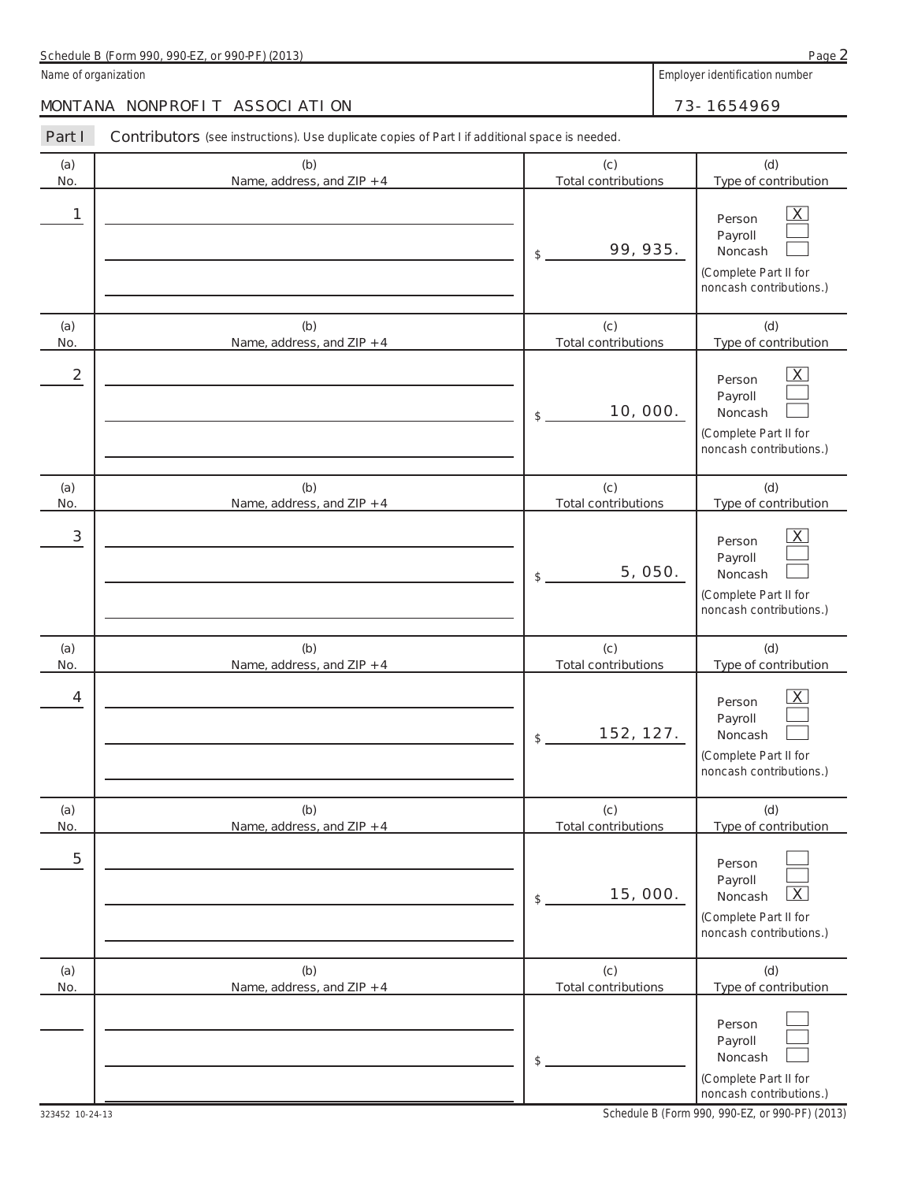Name of organization

MONTANA NONPROFIT ASSOCIATION

Employer identification number

73-1654969

**Part I** Contributors (see instructions). Use duplicate copies of Part I if additional space is needed.

| (a) No. | (b) Name, address, and ZIP + 4 | (c) Total contributions | (d) Type of contribution |
|---|---|---|---|
| 1 | | $ 99,935. | Person [X] Payroll [ ] Noncash [ ] (Complete Part II for noncash contributions.) |
| 2 | | $ 10,000. | Person [X] Payroll [ ] Noncash [ ] (Complete Part II for noncash contributions.) |
| 3 | | $ 5,050. | Person [X] Payroll [ ] Noncash [ ] (Complete Part II for noncash contributions.) |
| 4 | | $ 152,127. | Person [X] Payroll [ ] Noncash [ ] (Complete Part II for noncash contributions.) |
| 5 | | $ 15,000. | Person [ ] Payroll [ ] Noncash [X] (Complete Part II for noncash contributions.) |
| | | $ | Person [ ] Payroll [ ] Noncash [ ] (Complete Part II for noncash contributions.) |

323452 10-24-13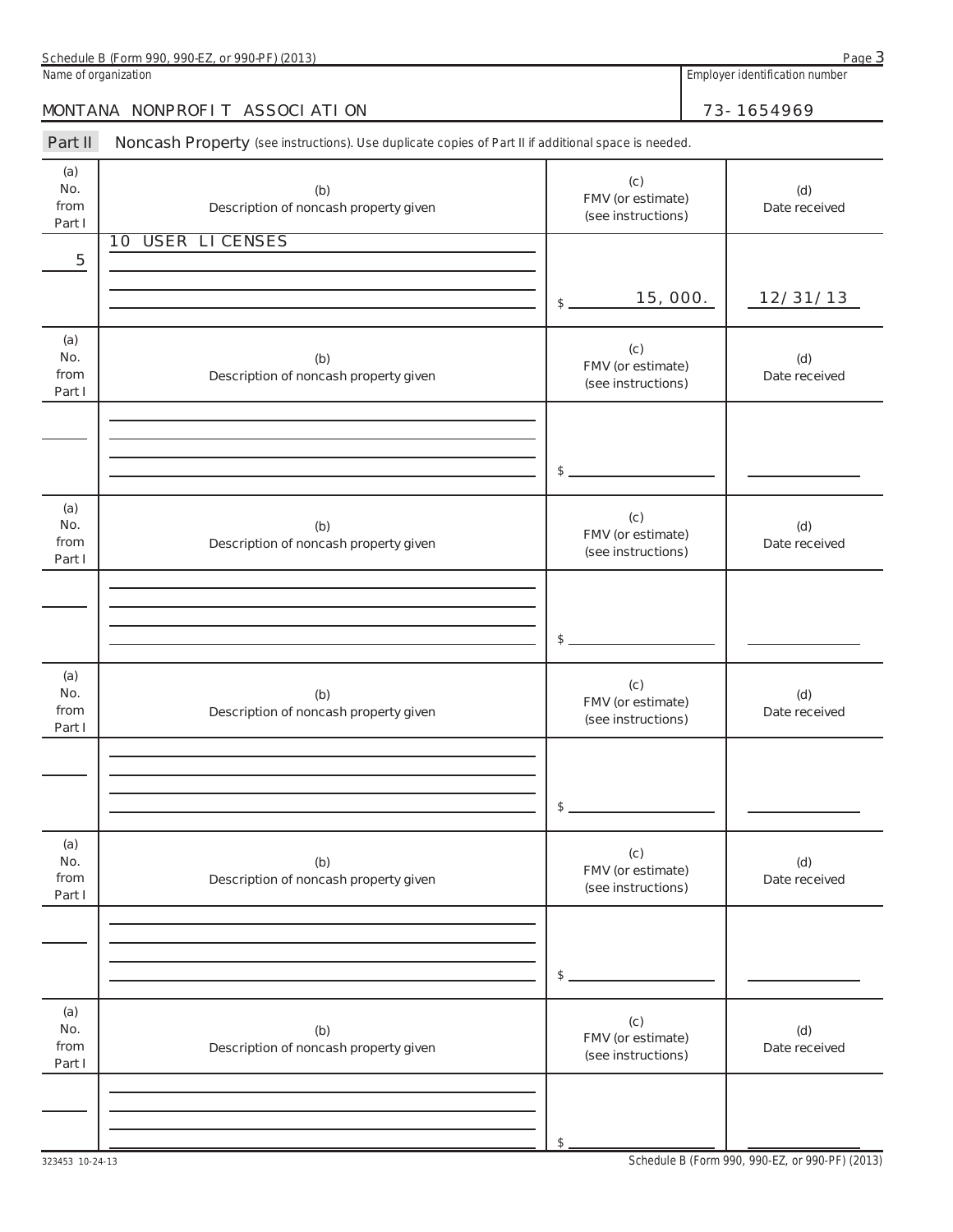Schedule B (Form 990, 990-EZ, or 990-PF) (2013)

Name of organization: MONTANA NONPROFIT ASSOCIATION

Employer identification number: 73-1654969

## Part II Noncash Property

(see instructions). Use duplicate copies of Part II if additional space is needed.

| (a) No. from Part I | (b) Description of noncash property given | (c) FMV (or estimate) (see instructions) | (d) Date received |
|---|---|---|---|
| 5 | 10 USER LICENSES | $ 15,000. | 12/31/13 |

| (a) No. from Part I | (b) Description of noncash property given | (c) FMV (or estimate) (see instructions) | (d) Date received |
|---|---|---|---|
| | | $ | |

| (a) No. from Part I | (b) Description of noncash property given | (c) FMV (or estimate) (see instructions) | (d) Date received |
|---|---|---|---|
| | | $ | |

| (a) No. from Part I | (b) Description of noncash property given | (c) FMV (or estimate) (see instructions) | (d) Date received |
|---|---|---|---|
| | | $ | |

| (a) No. from Part I | (b) Description of noncash property given | (c) FMV (or estimate) (see instructions) | (d) Date received |
|---|---|---|---|
| | | $ | |

| (a) No. from Part I | (b) Description of noncash property given | (c) FMV (or estimate) (see instructions) | (d) Date received |
|---|---|---|---|
| | | $ | |

323453 10-24-13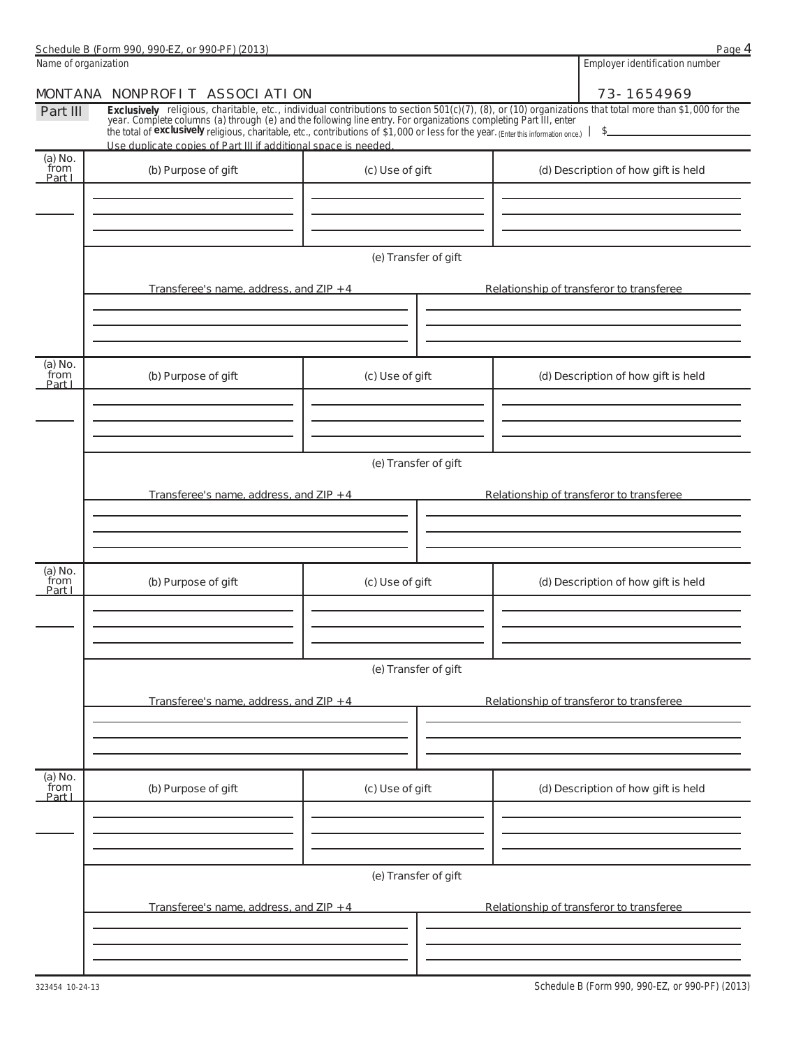Name of organization: MONTANA NONPROFIT ASSOCIATION

Employer identification number: 73-1654969

**Part III** **Exclusively** religious, charitable, etc., individual contributions to section 501(c)(7), (8), or (10) organizations that total more than $1,000 for the year. Complete columns (a) through (e) and the following line entry. For organizations completing Part III, enter the total of **exclusively** religious, charitable, etc., contributions of $1,000 or less for the year. (Enter this information once.) | $

Use duplicate copies of Part III if additional space is needed.

| (a) No. from Part I | (b) Purpose of gift | (c) Use of gift | (d) Description of how gift is held |
|---|---|---|---|
| | | | |

(e) Transfer of gift

| Transferee's name, address, and ZIP + 4 | Relationship of transferor to transferee |
|---|---|
| | |

| (a) No. from Part I | (b) Purpose of gift | (c) Use of gift | (d) Description of how gift is held |
|---|---|---|---|
| | | | |

(e) Transfer of gift

| Transferee's name, address, and ZIP + 4 | Relationship of transferor to transferee |
|---|---|
| | |

| (a) No. from Part I | (b) Purpose of gift | (c) Use of gift | (d) Description of how gift is held |
|---|---|---|---|
| | | | |

(e) Transfer of gift

| Transferee's name, address, and ZIP + 4 | Relationship of transferor to transferee |
|---|---|
| | |

| (a) No. from Part I | (b) Purpose of gift | (c) Use of gift | (d) Description of how gift is held |
|---|---|---|---|
| | | | |

(e) Transfer of gift

| Transferee's name, address, and ZIP + 4 | Relationship of transferor to transferee |
|---|---|
| | |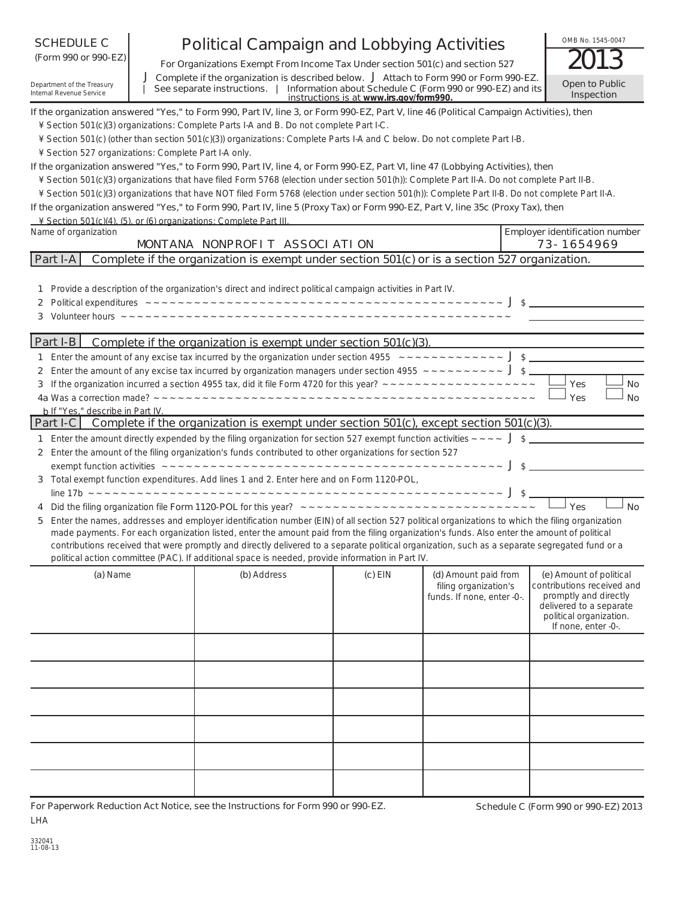SCHEDULE C (Form 990 or 990-EZ)

Department of the Treasury Internal Revenue Service

# Political Campaign and Lobbying Activities

For Organizations Exempt From Income Tax Under section 501(c) and section 527

J Complete if the organization is described below. J Attach to Form 990 or Form 990-EZ.

| See separate instructions. | Information about Schedule C (Form 990 or 990-EZ) and its instructions is at **www.irs.gov/form990.**

OMB No. 1545-0047

2013

Open to Public Inspection

If the organization answered "Yes," to Form 990, Part IV, line 3, or Form 990-EZ, Part V, line 46 (Political Campaign Activities), then

¥ Section 501(c)(3) organizations: Complete Parts I-A and B. Do not complete Part I-C.

¥ Section 501(c) (other than section 501(c)(3)) organizations: Complete Parts I-A and C below. Do not complete Part I-B.

¥ Section 527 organizations: Complete Part I-A only.

If the organization answered "Yes," to Form 990, Part IV, line 4, or Form 990-EZ, Part VI, line 47 (Lobbying Activities), then

¥ Section 501(c)(3) organizations that have filed Form 5768 (election under section 501(h)): Complete Part II-A. Do not complete Part II-B.

¥ Section 501(c)(3) organizations that have NOT filed Form 5768 (election under section 501(h)): Complete Part II-B. Do not complete Part II-A.

If the organization answered "Yes," to Form 990, Part IV, line 5 (Proxy Tax) or Form 990-EZ, Part V, line 35c (Proxy Tax), then

¥ Section 501(c)(4), (5), or (6) organizations: Complete Part III.

| Name of organization | Employer identification number |
|---|---|
| MONTANA NONPROFIT ASSOCIATION | 73-1654969 |

## Part I-A Complete if the organization is exempt under section 501(c) or is a section 527 organization.

1 Provide a description of the organization's direct and indirect political campaign activities in Part IV.

2 Political expenditures J $

3 Volunteer hours

## Part I-B Complete if the organization is exempt under section 501(c)(3).

1 Enter the amount of any excise tax incurred by the organization under section 4955 J $

2 Enter the amount of any excise tax incurred by organization managers under section 4955 J $

3 If the organization incurred a section 4955 tax, did it file Form 4720 for this year? ☐ Yes ☐ No

4a Was a correction made? ☐ Yes ☐ No

b If "Yes," describe in Part IV.

## Part I-C Complete if the organization is exempt under section 501(c), except section 501(c)(3).

1 Enter the amount directly expended by the filing organization for section 527 exempt function activities J $

2 Enter the amount of the filing organization's funds contributed to other organizations for section 527 exempt function activities J $

3 Total exempt function expenditures. Add lines 1 and 2. Enter here and on Form 1120-POL, line 17b J $

4 Did the filing organization file Form 1120-POL for this year? ☐ Yes ☐ No

5 Enter the names, addresses and employer identification number (EIN) of all section 527 political organizations to which the filing organization made payments. For each organization listed, enter the amount paid from the filing organization's funds. Also enter the amount of political contributions received that were promptly and directly delivered to a separate political organization, such as a separate segregated fund or a political action committee (PAC). If additional space is needed, provide information in Part IV.

| (a) Name | (b) Address | (c) EIN | (d) Amount paid from filing organization's funds. If none, enter -0-. | (e) Amount of political contributions received and promptly and directly delivered to a separate political organization. If none, enter -0-. |
|---|---|---|---|---|
| | | | | |
| | | | | |
| | | | | |
| | | | | |
| | | | | |
| | | | | |

For Paperwork Reduction Act Notice, see the Instructions for Form 990 or 990-EZ.

LHA

Schedule C (Form 990 or 990-EZ) 2013

332041 11-08-13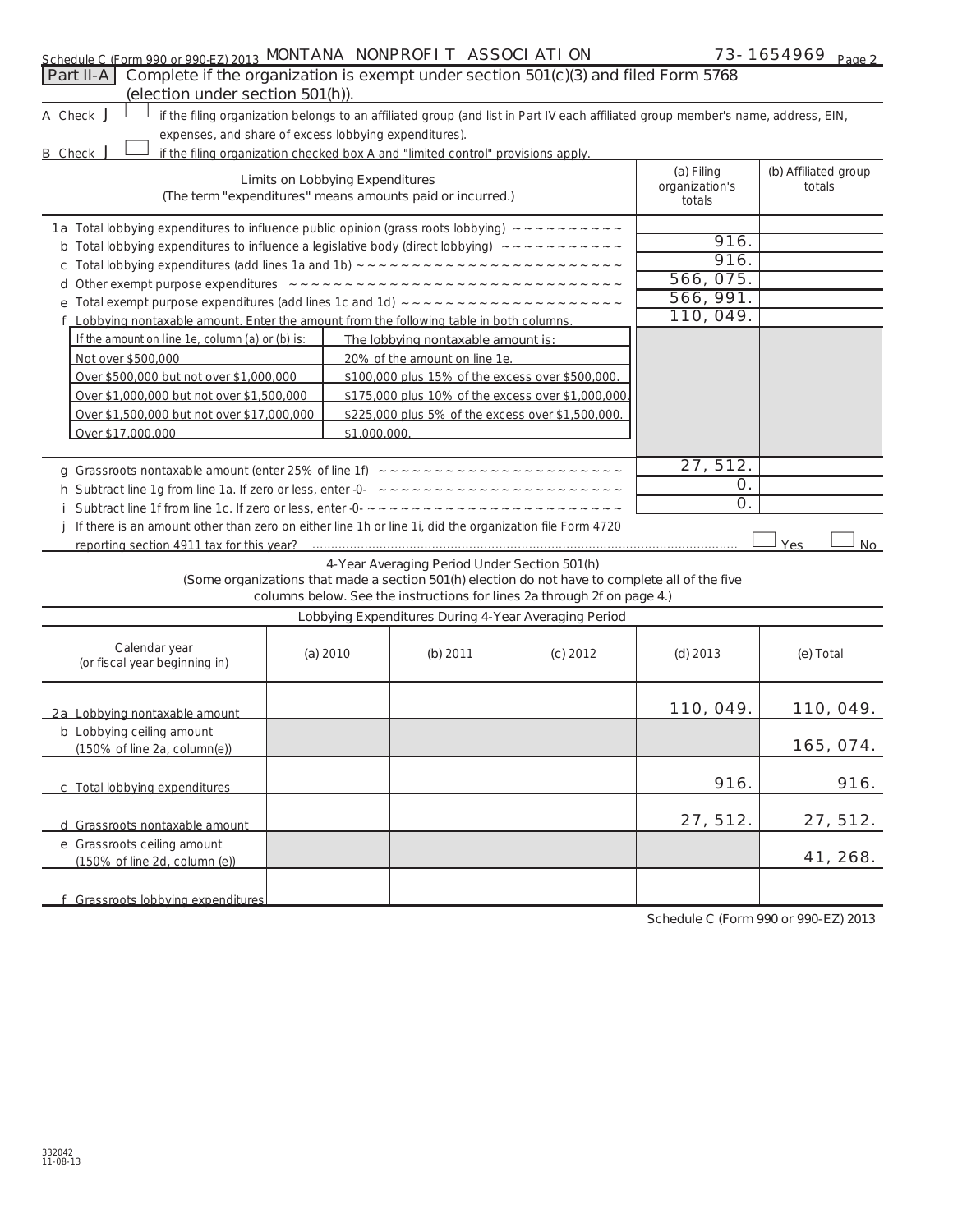Schedule C (Form 990 or 990-EZ) 2013 MONTANA NONPROFIT ASSOCIATION 73-1654969 Page 2

**Part II-A** Complete if the organization is exempt under section 501(c)(3) and filed Form 5768 (election under section 501(h)).

A Check ☐ if the filing organization belongs to an affiliated group (and list in Part IV each affiliated group member's name, address, EIN, expenses, and share of excess lobbying expenditures).

B Check ☐ if the filing organization checked box A and "limited control" provisions apply.

| Limits on Lobbying Expenditures (The term "expenditures" means amounts paid or incurred.) | (a) Filing organization's totals | (b) Affiliated group totals |
|---|---|---|
| 1a Total lobbying expenditures to influence public opinion (grass roots lobbying) | | |
| b Total lobbying expenditures to influence a legislative body (direct lobbying) | 916. | |
| c Total lobbying expenditures (add lines 1a and 1b) | 916. | |
| d Other exempt purpose expenditures | 566,075. | |
| e Total exempt purpose expenditures (add lines 1c and 1d) | 566,991. | |
| f Lobbying nontaxable amount. Enter the amount from the following table in both columns. | 110,049. | |

| If the amount on line 1e, column (a) or (b) is: | The lobbying nontaxable amount is: |
|---|---|
| Not over $500,000 | 20% of the amount on line 1e. |
| Over $500,000 but not over $1,000,000 | $100,000 plus 15% of the excess over $500,000. |
| Over $1,000,000 but not over $1,500,000 | $175,000 plus 10% of the excess over $1,000,000. |
| Over $1,500,000 but not over $17,000,000 | $225,000 plus 5% of the excess over $1,500,000. |
| Over $17,000,000 | $1,000,000. |

| | (a) | (b) |
|---|---|---|
| g Grassroots nontaxable amount (enter 25% of line 1f) | 27,512. | |
| h Subtract line 1g from line 1a. If zero or less, enter -0- | 0. | |
| i Subtract line 1f from line 1c. If zero or less, enter -0- | 0. | |
| j If there is an amount other than zero on either line 1h or line 1i, did the organization file Form 4720 reporting section 4911 tax for this year? | ☐ Yes | ☐ No |

**4-Year Averaging Period Under Section 501(h)**
(Some organizations that made a section 501(h) election do not have to complete all of the five columns below. See the instructions for lines 2a through 2f on page 4.)

**Lobbying Expenditures During 4-Year Averaging Period**

| Calendar year (or fiscal year beginning in) | (a) 2010 | (b) 2011 | (c) 2012 | (d) 2013 | (e) Total |
|---|---|---|---|---|---|
| 2a Lobbying nontaxable amount | | | | 110,049. | 110,049. |
| b Lobbying ceiling amount (150% of line 2a, column(e)) | | | | | 165,074. |
| c Total lobbying expenditures | | | | 916. | 916. |
| d Grassroots nontaxable amount | | | | 27,512. | 27,512. |
| e Grassroots ceiling amount (150% of line 2d, column (e)) | | | | | 41,268. |
| f Grassroots lobbying expenditures | | | | | |

Schedule C (Form 990 or 990-EZ) 2013

332042
11-08-13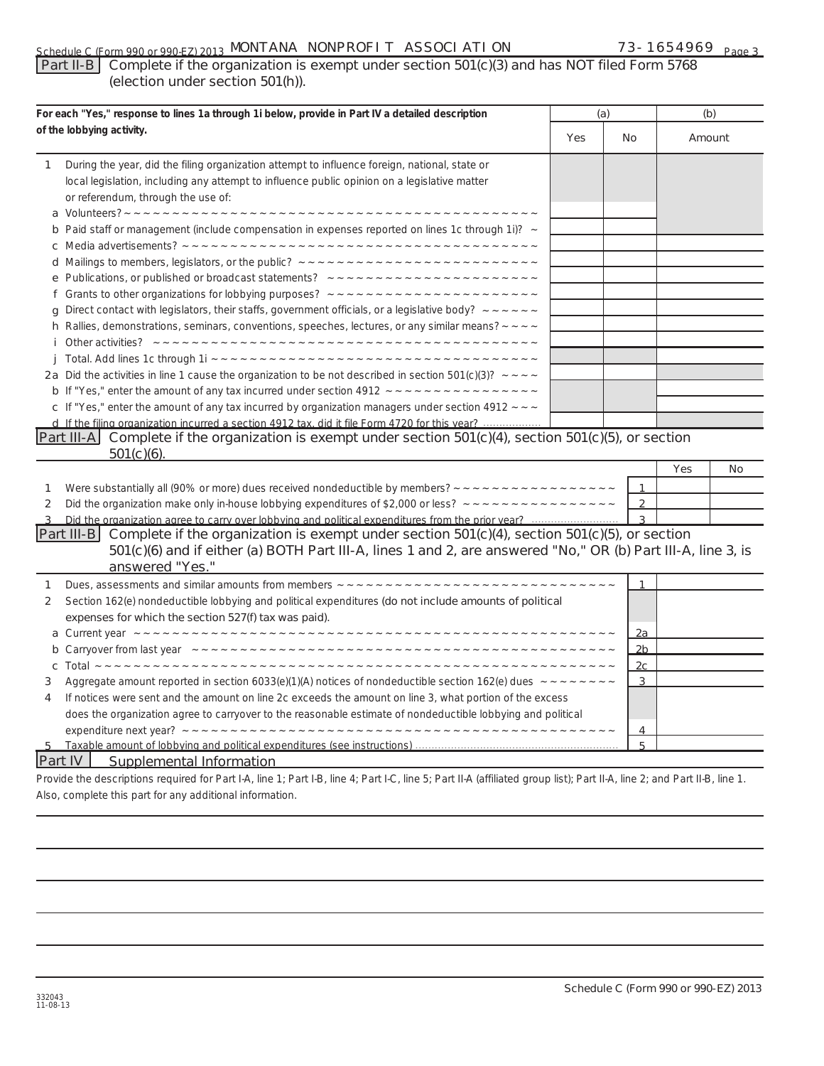Schedule C (Form 990 or 990-EZ) 2013 MONTANA NONPROFIT ASSOCIATION 73-1654969 Page 3

**Part II-B** Complete if the organization is exempt under section 501(c)(3) and has NOT filed Form 5768 (election under section 501(h)).

| For each "Yes," response to lines 1a through 1i below, provide in Part IV a detailed description of the lobbying activity. | (a) Yes | (a) No | (b) Amount |
|---|---|---|---|
| 1 During the year, did the filing organization attempt to influence foreign, national, state or local legislation, including any attempt to influence public opinion on a legislative matter or referendum, through the use of: | | | |
| a Volunteers? | | | |
| b Paid staff or management (include compensation in expenses reported on lines 1c through 1i)? | | | |
| c Media advertisements? | | | |
| d Mailings to members, legislators, or the public? | | | |
| e Publications, or published or broadcast statements? | | | |
| f Grants to other organizations for lobbying purposes? | | | |
| g Direct contact with legislators, their staffs, government officials, or a legislative body? | | | |
| h Rallies, demonstrations, seminars, conventions, speeches, lectures, or any similar means? | | | |
| i Other activities? | | | |
| j Total. Add lines 1c through 1i | | | |
| 2a Did the activities in line 1 cause the organization to be not described in section 501(c)(3)? | | | |
| b If "Yes," enter the amount of any tax incurred under section 4912 | | | |
| c If "Yes," enter the amount of any tax incurred by organization managers under section 4912 | | | |
| d If the filing organization incurred a section 4912 tax, did it file Form 4720 for this year? | | | |

**Part III-A** Complete if the organization is exempt under section 501(c)(4), section 501(c)(5), or section 501(c)(6).

| | | Yes | No |
|---|---|---|---|
| 1 Were substantially all (90% or more) dues received nondeductible by members? | 1 | | |
| 2 Did the organization make only in-house lobbying expenditures of $2,000 or less? | 2 | | |
| 3 Did the organization agree to carry over lobbying and political expenditures from the prior year? | 3 | | |

**Part III-B** Complete if the organization is exempt under section 501(c)(4), section 501(c)(5), or section 501(c)(6) and if either (a) BOTH Part III-A, lines 1 and 2, are answered "No," OR (b) Part III-A, line 3, is answered "Yes."

| | | |
|---|---|---|
| 1 Dues, assessments and similar amounts from members | 1 | |
| 2 Section 162(e) nondeductible lobbying and political expenditures (do not include amounts of political expenses for which the section 527(f) tax was paid). | | |
| a Current year | 2a | |
| b Carryover from last year | 2b | |
| c Total | 2c | |
| 3 Aggregate amount reported in section 6033(e)(1)(A) notices of nondeductible section 162(e) dues | 3 | |
| 4 If notices were sent and the amount on line 2c exceeds the amount on line 3, what portion of the excess does the organization agree to carryover to the reasonable estimate of nondeductible lobbying and political expenditure next year? | 4 | |
| 5 Taxable amount of lobbying and political expenditures (see instructions) | 5 | |

**Part IV** Supplemental Information

Provide the descriptions required for Part I-A, line 1; Part I-B, line 4; Part I-C, line 5; Part II-A (affiliated group list); Part II-A, line 2; and Part II-B, line 1. Also, complete this part for any additional information.

332043
11-08-13

Schedule C (Form 990 or 990-EZ) 2013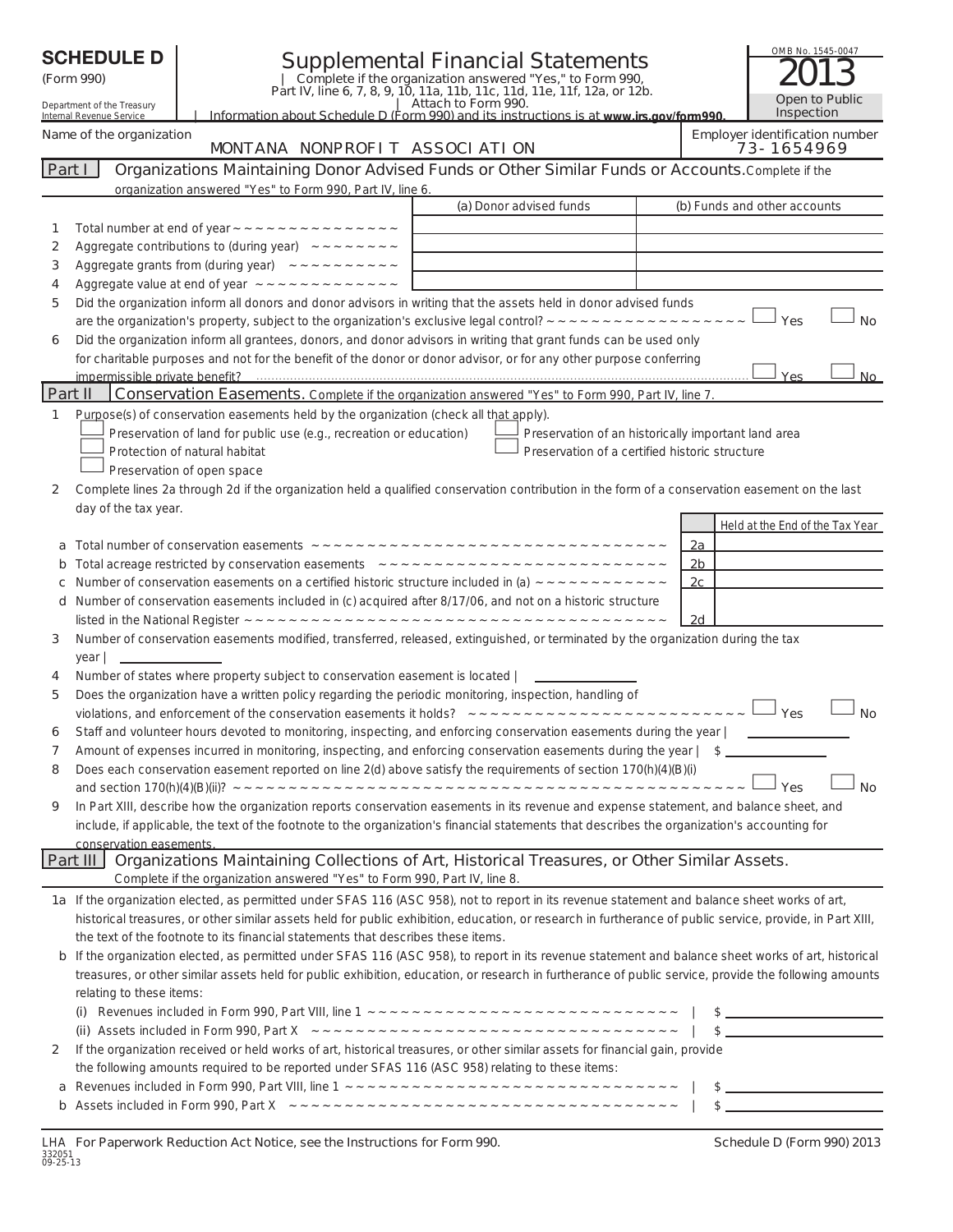# SCHEDULE D (Form 990)

Department of the Treasury
Internal Revenue Service

## Supplemental Financial Statements

| Complete if the organization answered "Yes," to Form 990, Part IV, line 6, 7, 8, 9, 10, 11a, 11b, 11c, 11d, 11e, 11f, 12a, or 12b.
| Attach to Form 990.
| Information about Schedule D (Form 990) and its instructions is at **www.irs.gov/form990.**

OMB No. 1545-0047

**2013**

Open to Public Inspection

Name of the organization: MONTANA NONPROFIT ASSOCIATION

Employer identification number: 73-1654969

## Part I — Organizations Maintaining Donor Advised Funds or Other Similar Funds or Accounts.

Complete if the organization answered "Yes" to Form 990, Part IV, line 6.

| | | (a) Donor advised funds | (b) Funds and other accounts |
|---|---|---|---|
| 1 | Total number at end of year | | |
| 2 | Aggregate contributions to (during year) | | |
| 3 | Aggregate grants from (during year) | | |
| 4 | Aggregate value at end of year | | |

5 Did the organization inform all donors and donor advisors in writing that the assets held in donor advised funds are the organization's property, subject to the organization's exclusive legal control? ☐ Yes ☐ No

6 Did the organization inform all grantees, donors, and donor advisors in writing that grant funds can be used only for charitable purposes and not for the benefit of the donor or donor advisor, or for any other purpose conferring impermissible private benefit? ☐ Yes ☐ No

## Part II — Conservation Easements.

Complete if the organization answered "Yes" to Form 990, Part IV, line 7.

1 Purpose(s) of conservation easements held by the organization (check all that apply).

- ☐ Preservation of land for public use (e.g., recreation or education)
- ☐ Preservation of an historically important land area
- ☐ Protection of natural habitat
- ☐ Preservation of a certified historic structure
- ☐ Preservation of open space

2 Complete lines 2a through 2d if the organization held a qualified conservation contribution in the form of a conservation easement on the last day of the tax year.

| | | | Held at the End of the Tax Year |
|---|---|---|---|
| a | Total number of conservation easements | 2a | |
| b | Total acreage restricted by conservation easements | 2b | |
| c | Number of conservation easements on a certified historic structure included in (a) | 2c | |
| d | Number of conservation easements included in (c) acquired after 8/17/06, and not on a historic structure listed in the National Register | 2d | |

3 Number of conservation easements modified, transferred, released, extinguished, or terminated by the organization during the tax year | ______

4 Number of states where property subject to conservation easement is located | ______

5 Does the organization have a written policy regarding the periodic monitoring, inspection, handling of violations, and enforcement of the conservation easements it holds? ☐ Yes ☐ No

6 Staff and volunteer hours devoted to monitoring, inspecting, and enforcing conservation easements during the year | ______

7 Amount of expenses incurred in monitoring, inspecting, and enforcing conservation easements during the year | $ ______

8 Does each conservation easement reported on line 2(d) above satisfy the requirements of section 170(h)(4)(B)(i) and section 170(h)(4)(B)(ii)? ☐ Yes ☐ No

9 In Part XIII, describe how the organization reports conservation easements in its revenue and expense statement, and balance sheet, and include, if applicable, the text of the footnote to the organization's financial statements that describes the organization's accounting for conservation easements.

## Part III — Organizations Maintaining Collections of Art, Historical Treasures, or Other Similar Assets.

Complete if the organization answered "Yes" to Form 990, Part IV, line 8.

1a If the organization elected, as permitted under SFAS 116 (ASC 958), not to report in its revenue statement and balance sheet works of art, historical treasures, or other similar assets held for public exhibition, education, or research in furtherance of public service, provide, in Part XIII, the text of the footnote to its financial statements that describes these items.

b If the organization elected, as permitted under SFAS 116 (ASC 958), to report in its revenue statement and balance sheet works of art, historical treasures, or other similar assets held for public exhibition, education, or research in furtherance of public service, provide the following amounts relating to these items:

(i) Revenues included in Form 990, Part VIII, line 1 | $ ______

(ii) Assets included in Form 990, Part X | $ ______

2 If the organization received or held works of art, historical treasures, or other similar assets for financial gain, provide the following amounts required to be reported under SFAS 116 (ASC 958) relating to these items:

a Revenues included in Form 990, Part VIII, line 1 | $ ______

b Assets included in Form 990, Part X | $ ______

LHA For Paperwork Reduction Act Notice, see the Instructions for Form 990.

Schedule D (Form 990) 2013

332051
09-25-13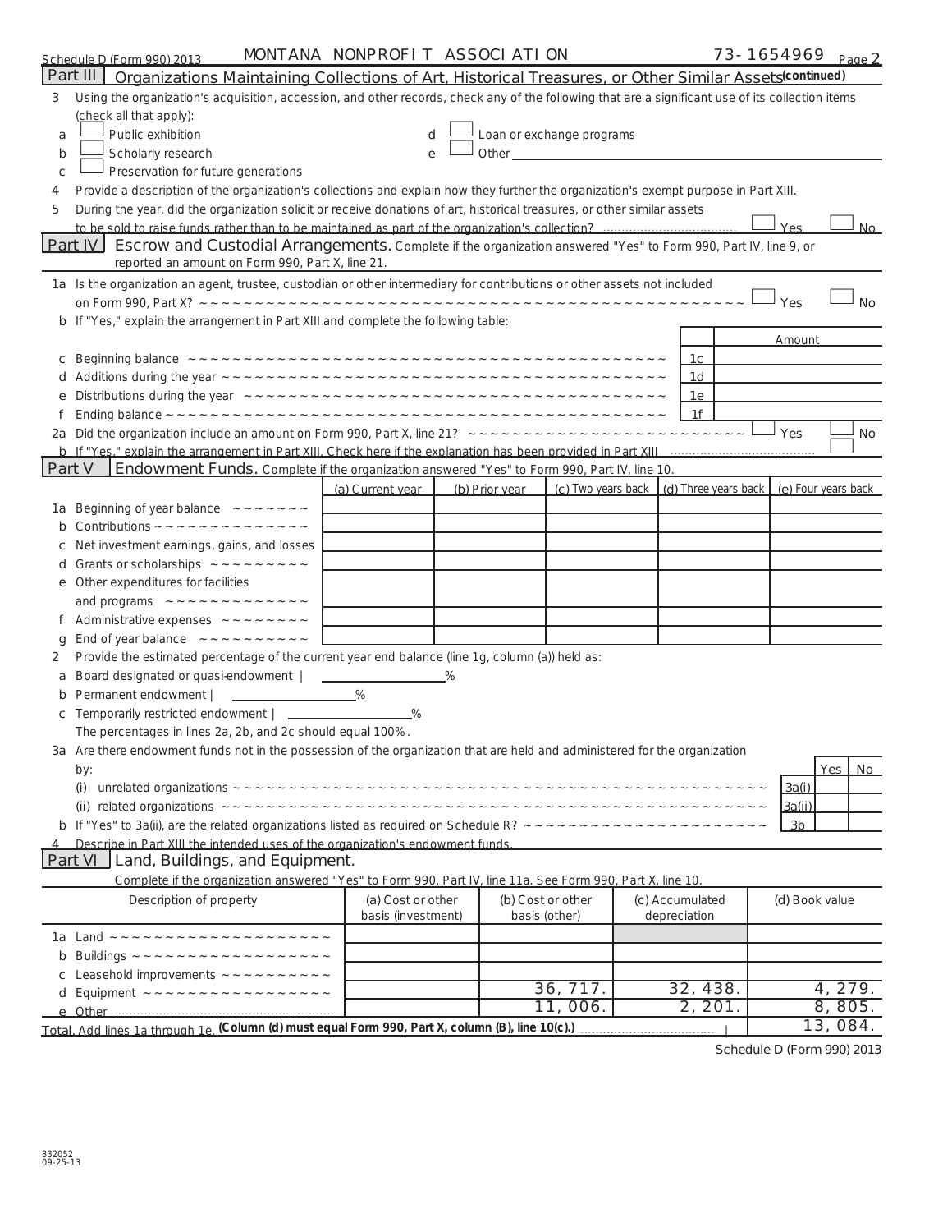Schedule D (Form 990) 2013 MONTANA NONPROFIT ASSOCIATION 73-1654969 Page 2

## Part III Organizations Maintaining Collections of Art, Historical Treasures, or Other Similar Assets *(continued)*

3 Using the organization's acquisition, accession, and other records, check any of the following that are a significant use of its collection items (check all that apply):

- a ☐ Public exhibition
- b ☐ Scholarly research
- c ☐ Preservation for future generations
- d ☐ Loan or exchange programs
- e ☐ Other

4 Provide a description of the organization's collections and explain how they further the organization's exempt purpose in Part XIII.

5 During the year, did the organization solicit or receive donations of art, historical treasures, or other similar assets to be sold to raise funds rather than to be maintained as part of the organization's collection? ☐ Yes ☐ No

## Part IV Escrow and Custodial Arrangements.

Complete if the organization answered "Yes" to Form 990, Part IV, line 9, or reported an amount on Form 990, Part X, line 21.

1a Is the organization an agent, trustee, custodian or other intermediary for contributions or other assets not included on Form 990, Part X? ☐ Yes ☐ No

b If "Yes," explain the arrangement in Part XIII and complete the following table:

| | | Amount |
|---|---|---|
| c Beginning balance | 1c | |
| d Additions during the year | 1d | |
| e Distributions during the year | 1e | |
| f Ending balance | 1f | |

2a Did the organization include an amount on Form 990, Part X, line 21? ☐ Yes ☐ No

b If "Yes," explain the arrangement in Part XIII. Check here if the explanation has been provided in Part XIII ☐

## Part V Endowment Funds.

Complete if the organization answered "Yes" to Form 990, Part IV, line 10.

| | (a) Current year | (b) Prior year | (c) Two years back | (d) Three years back | (e) Four years back |
|---|---|---|---|---|---|
| 1a Beginning of year balance | | | | | |
| b Contributions | | | | | |
| c Net investment earnings, gains, and losses | | | | | |
| d Grants or scholarships | | | | | |
| e Other expenditures for facilities and programs | | | | | |
| f Administrative expenses | | | | | |
| g End of year balance | | | | | |

2 Provide the estimated percentage of the current year end balance (line 1g, column (a)) held as:

- a Board designated or quasi-endowment | ______ %
- b Permanent endowment | ______ %
- c Temporarily restricted endowment | ______ %

The percentages in lines 2a, 2b, and 2c should equal 100%.

3a Are there endowment funds not in the possession of the organization that are held and administered for the organization by:

| | | Yes | No |
|---|---|---|---|
| (i) unrelated organizations | 3a(i) | | |
| (ii) related organizations | 3a(ii) | | |
| b If "Yes" to 3a(ii), are the related organizations listed as required on Schedule R? | 3b | | |

4 Describe in Part XIII the intended uses of the organization's endowment funds.

## Part VI Land, Buildings, and Equipment.

Complete if the organization answered "Yes" to Form 990, Part IV, line 11a. See Form 990, Part X, line 10.

| Description of property | (a) Cost or other basis (investment) | (b) Cost or other basis (other) | (c) Accumulated depreciation | (d) Book value |
|---|---|---|---|---|
| 1a Land | | | | |
| b Buildings | | | | |
| c Leasehold improvements | | | | |
| d Equipment | | 36,717. | 32,438. | 4,279. |
| e Other | | 11,006. | 2,201. | 8,805. |
| Total. Add lines 1a through 1e. (Column (d) must equal Form 990, Part X, column (B), line 10(c).) | | | | 13,084. |

Schedule D (Form 990) 2013

332052 09-25-13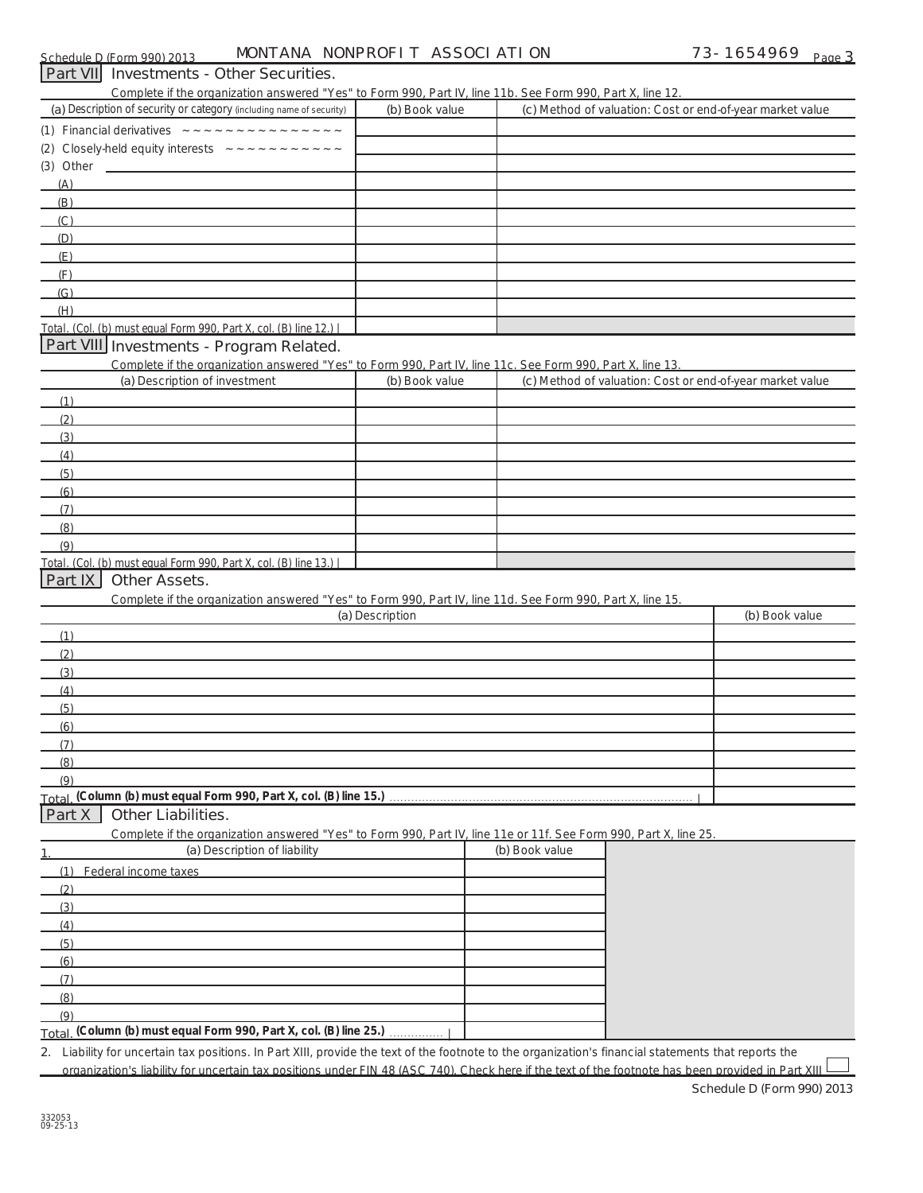Schedule D (Form 990) 2013 MONTANA NONPROFIT ASSOCIATION 73-1654969 Page 3

## Part VII Investments - Other Securities.

Complete if the organization answered "Yes" to Form 990, Part IV, line 11b. See Form 990, Part X, line 12.

| (a) Description of security or category (including name of security) | (b) Book value | (c) Method of valuation: Cost or end-of-year market value |
|---|---|---|
| (1) Financial derivatives | | |
| (2) Closely-held equity interests | | |
| (3) Other | | |
| (A) | | |
| (B) | | |
| (C) | | |
| (D) | | |
| (E) | | |
| (F) | | |
| (G) | | |
| (H) | | |
| Total. (Col. (b) must equal Form 990, Part X, col. (B) line 12.) | | |

## Part VIII Investments - Program Related.

Complete if the organization answered "Yes" to Form 990, Part IV, line 11c. See Form 990, Part X, line 13.

| (a) Description of investment | (b) Book value | (c) Method of valuation: Cost or end-of-year market value |
|---|---|---|
| (1) | | |
| (2) | | |
| (3) | | |
| (4) | | |
| (5) | | |
| (6) | | |
| (7) | | |
| (8) | | |
| (9) | | |
| Total. (Col. (b) must equal Form 990, Part X, col. (B) line 13.) | | |

## Part IX Other Assets.

Complete if the organization answered "Yes" to Form 990, Part IV, line 11d. See Form 990, Part X, line 15.

| (a) Description | (b) Book value |
|---|---|
| (1) | |
| (2) | |
| (3) | |
| (4) | |
| (5) | |
| (6) | |
| (7) | |
| (8) | |
| (9) | |
| Total. **(Column (b) must equal Form 990, Part X, col. (B) line 15.)** | |

## Part X Other Liabilities.

Complete if the organization answered "Yes" to Form 990, Part IV, line 11e or 11f. See Form 990, Part X, line 25.

| 1. (a) Description of liability | (b) Book value |
|---|---|
| (1) Federal income taxes | |
| (2) | |
| (3) | |
| (4) | |
| (5) | |
| (6) | |
| (7) | |
| (8) | |
| (9) | |
| Total. **(Column (b) must equal Form 990, Part X, col. (B) line 25.)** | |

2. Liability for uncertain tax positions. In Part XIII, provide the text of the footnote to the organization's financial statements that reports the organization's liability for uncertain tax positions under FIN 48 (ASC 740). Check here if the text of the footnote has been provided in Part XIII ☐

Schedule D (Form 990) 2013

332053
09-25-13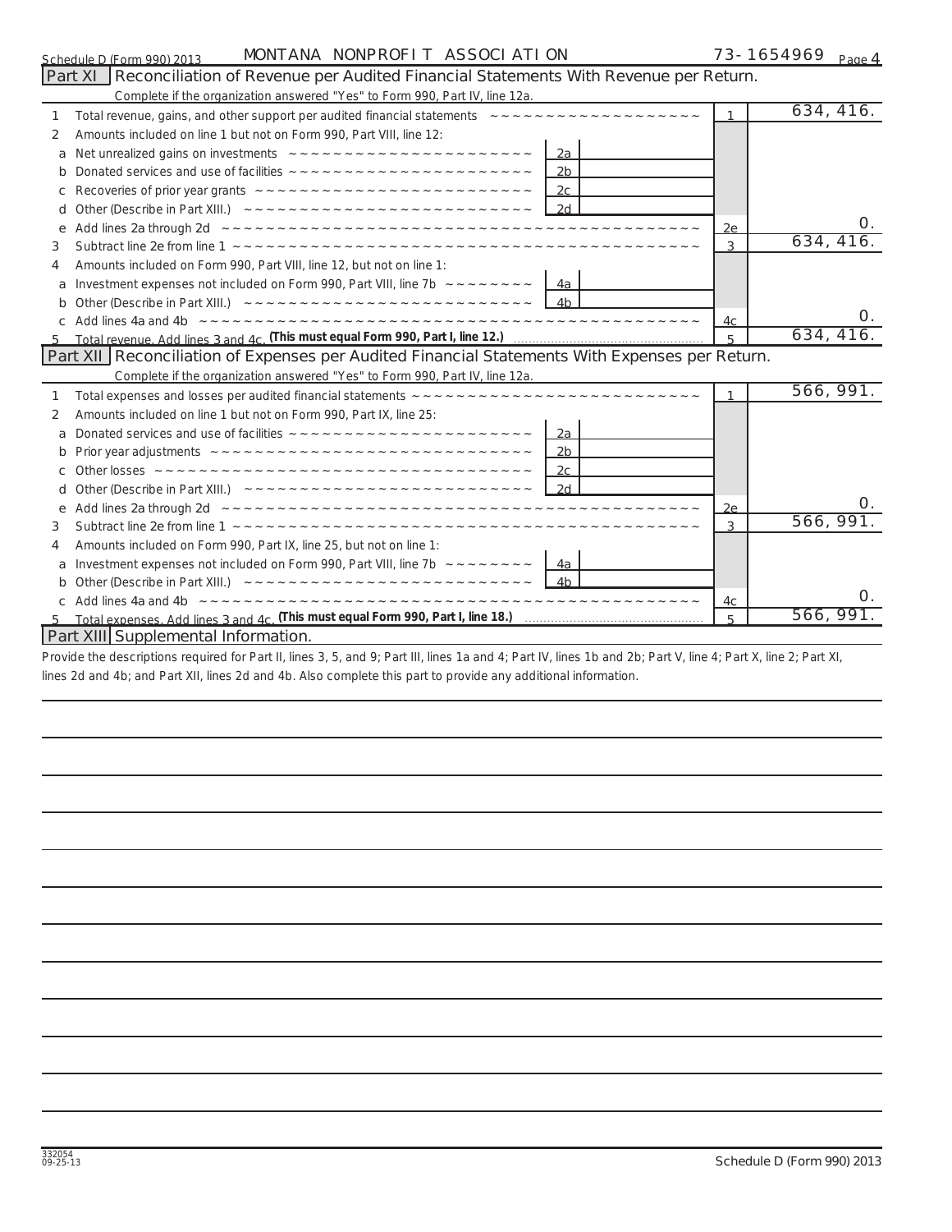Schedule D (Form 990) 2013 MONTANA NONPROFIT ASSOCIATION 73-1654969 Page 4

## Part XI Reconciliation of Revenue per Audited Financial Statements With Revenue per Return.

Complete if the organization answered "Yes" to Form 990, Part IV, line 12a.

| | | | | | |
|---|---|---|---|---|---|
| 1 | Total revenue, gains, and other support per audited financial statements | | | 1 | 634,416. |
| 2 | Amounts included on line 1 but not on Form 990, Part VIII, line 12: | | | | |
| a | Net unrealized gains on investments | 2a | | | |
| b | Donated services and use of facilities | 2b | | | |
| c | Recoveries of prior year grants | 2c | | | |
| d | Other (Describe in Part XIII.) | 2d | | | |
| e | Add lines 2a through 2d | | | 2e | 0. |
| 3 | Subtract line 2e from line 1 | | | 3 | 634,416. |
| 4 | Amounts included on Form 990, Part VIII, line 12, but not on line 1: | | | | |
| a | Investment expenses not included on Form 990, Part VIII, line 7b | 4a | | | |
| b | Other (Describe in Part XIII.) | 4b | | | |
| c | Add lines 4a and 4b | | | 4c | 0. |
| 5 | Total revenue. Add lines 3 and 4c. **(This must equal Form 990, Part I, line 12.)** | | | 5 | 634,416. |

## Part XII Reconciliation of Expenses per Audited Financial Statements With Expenses per Return.

Complete if the organization answered "Yes" to Form 990, Part IV, line 12a.

| | | | | | |
|---|---|---|---|---|---|
| 1 | Total expenses and losses per audited financial statements | | | 1 | 566,991. |
| 2 | Amounts included on line 1 but not on Form 990, Part IX, line 25: | | | | |
| a | Donated services and use of facilities | 2a | | | |
| b | Prior year adjustments | 2b | | | |
| c | Other losses | 2c | | | |
| d | Other (Describe in Part XIII.) | 2d | | | |
| e | Add lines 2a through 2d | | | 2e | 0. |
| 3 | Subtract line 2e from line 1 | | | 3 | 566,991. |
| 4 | Amounts included on Form 990, Part IX, line 25, but not on line 1: | | | | |
| a | Investment expenses not included on Form 990, Part VIII, line 7b | 4a | | | |
| b | Other (Describe in Part XIII.) | 4b | | | |
| c | Add lines 4a and 4b | | | 4c | 0. |
| 5 | Total expenses. Add lines 3 and 4c. **(This must equal Form 990, Part I, line 18.)** | | | 5 | 566,991. |

## Part XIII Supplemental Information.

Provide the descriptions required for Part II, lines 3, 5, and 9; Part III, lines 1a and 4; Part IV, lines 1b and 2b; Part V, line 4; Part X, line 2; Part XI, lines 2d and 4b; and Part XII, lines 2d and 4b. Also complete this part to provide any additional information.

332054
09-25-13

Schedule D (Form 990) 2013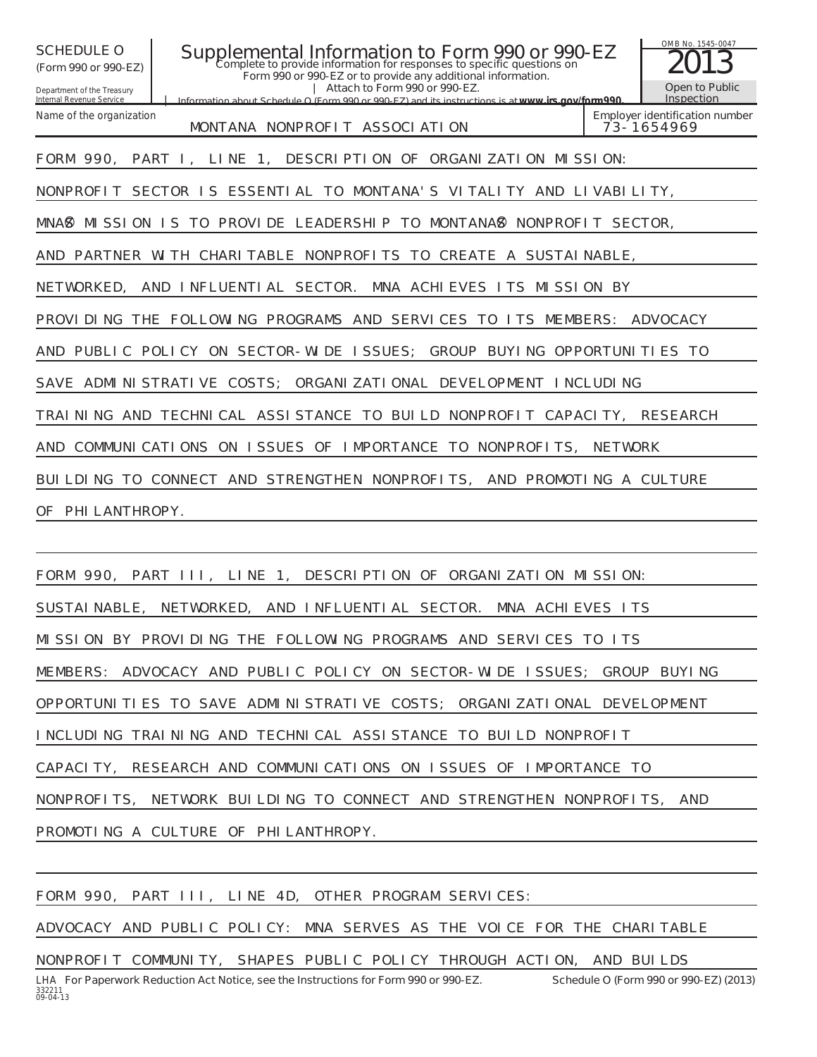SCHEDULE O (Form 990 or 990-EZ)

Department of the Treasury
Internal Revenue Service

# Supplemental Information to Form 990 or 990-EZ

Complete to provide information for responses to specific questions on Form 990 or 990-EZ or to provide any additional information.
| Attach to Form 990 or 990-EZ.
| Information about Schedule O (Form 990 or 990-EZ) and its instructions is at www.irs.gov/form990.

OMB No. 1545-0047

2013

Open to Public Inspection

| Name of the organization | Employer identification number |
|---|---|
| MONTANA NONPROFIT ASSOCIATION | 73-1654969 |

FORM 990, PART I, LINE 1, DESCRIPTION OF ORGANIZATION MISSION:

NONPROFIT SECTOR IS ESSENTIAL TO MONTANA'S VITALITY AND LIVABILITY, MNA'S MISSION IS TO PROVIDE LEADERSHIP TO MONTANA'S NONPROFIT SECTOR, AND PARTNER WITH CHARITABLE NONPROFITS TO CREATE A SUSTAINABLE, NETWORKED, AND INFLUENTIAL SECTOR. MNA ACHIEVES ITS MISSION BY PROVIDING THE FOLLOWING PROGRAMS AND SERVICES TO ITS MEMBERS: ADVOCACY AND PUBLIC POLICY ON SECTOR-WIDE ISSUES; GROUP BUYING OPPORTUNITIES TO SAVE ADMINISTRATIVE COSTS; ORGANIZATIONAL DEVELOPMENT INCLUDING TRAINING AND TECHNICAL ASSISTANCE TO BUILD NONPROFIT CAPACITY, RESEARCH AND COMMUNICATIONS ON ISSUES OF IMPORTANCE TO NONPROFITS, NETWORK BUILDING TO CONNECT AND STRENGTHEN NONPROFITS, AND PROMOTING A CULTURE OF PHILANTHROPY.

FORM 990, PART III, LINE 1, DESCRIPTION OF ORGANIZATION MISSION:

SUSTAINABLE, NETWORKED, AND INFLUENTIAL SECTOR. MNA ACHIEVES ITS MISSION BY PROVIDING THE FOLLOWING PROGRAMS AND SERVICES TO ITS MEMBERS: ADVOCACY AND PUBLIC POLICY ON SECTOR-WIDE ISSUES; GROUP BUYING OPPORTUNITIES TO SAVE ADMINISTRATIVE COSTS; ORGANIZATIONAL DEVELOPMENT INCLUDING TRAINING AND TECHNICAL ASSISTANCE TO BUILD NONPROFIT CAPACITY, RESEARCH AND COMMUNICATIONS ON ISSUES OF IMPORTANCE TO NONPROFITS, NETWORK BUILDING TO CONNECT AND STRENGTHEN NONPROFITS, AND PROMOTING A CULTURE OF PHILANTHROPY.

FORM 990, PART III, LINE 4D, OTHER PROGRAM SERVICES:

ADVOCACY AND PUBLIC POLICY: MNA SERVES AS THE VOICE FOR THE CHARITABLE NONPROFIT COMMUNITY, SHAPES PUBLIC POLICY THROUGH ACTION, AND BUILDS

LHA For Paperwork Reduction Act Notice, see the Instructions for Form 990 or 990-EZ. Schedule O (Form 990 or 990-EZ) (2013)
332211
09-04-13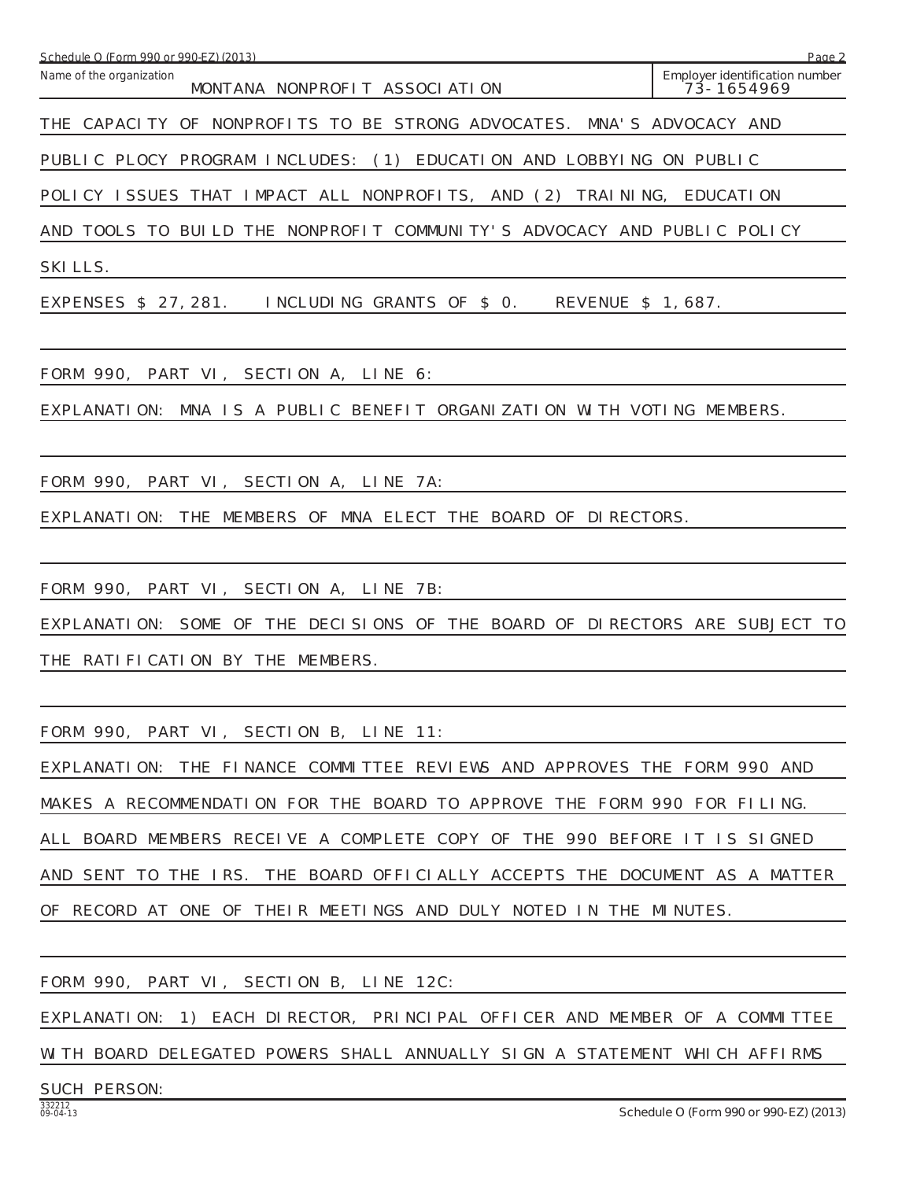Name of the organization: MONTANA NONPROFIT ASSOCIATION

Employer identification number: 73-1654969

THE CAPACITY OF NONPROFITS TO BE STRONG ADVOCATES. MNA'S ADVOCACY AND PUBLIC PLOCY PROGRAM INCLUDES: (1) EDUCATION AND LOBBYING ON PUBLIC POLICY ISSUES THAT IMPACT ALL NONPROFITS, AND (2) TRAINING, EDUCATION AND TOOLS TO BUILD THE NONPROFIT COMMUNITY'S ADVOCACY AND PUBLIC POLICY SKILLS.

EXPENSES $ 27,281. INCLUDING GRANTS OF $ 0. REVENUE $ 1,687.

FORM 990, PART VI, SECTION A, LINE 6:

EXPLANATION: MNA IS A PUBLIC BENEFIT ORGANIZATION WITH VOTING MEMBERS.

FORM 990, PART VI, SECTION A, LINE 7A:

EXPLANATION: THE MEMBERS OF MNA ELECT THE BOARD OF DIRECTORS.

FORM 990, PART VI, SECTION A, LINE 7B:

EXPLANATION: SOME OF THE DECISIONS OF THE BOARD OF DIRECTORS ARE SUBJECT TO THE RATIFICATION BY THE MEMBERS.

FORM 990, PART VI, SECTION B, LINE 11:

EXPLANATION: THE FINANCE COMMITTEE REVIEWS AND APPROVES THE FORM 990 AND MAKES A RECOMMENDATION FOR THE BOARD TO APPROVE THE FORM 990 FOR FILING. ALL BOARD MEMBERS RECEIVE A COMPLETE COPY OF THE 990 BEFORE IT IS SIGNED AND SENT TO THE IRS. THE BOARD OFFICIALLY ACCEPTS THE DOCUMENT AS A MATTER OF RECORD AT ONE OF THEIR MEETINGS AND DULY NOTED IN THE MINUTES.

FORM 990, PART VI, SECTION B, LINE 12C:

EXPLANATION: 1) EACH DIRECTOR, PRINCIPAL OFFICER AND MEMBER OF A COMMITTEE WITH BOARD DELEGATED POWERS SHALL ANNUALLY SIGN A STATEMENT WHICH AFFIRMS SUCH PERSON: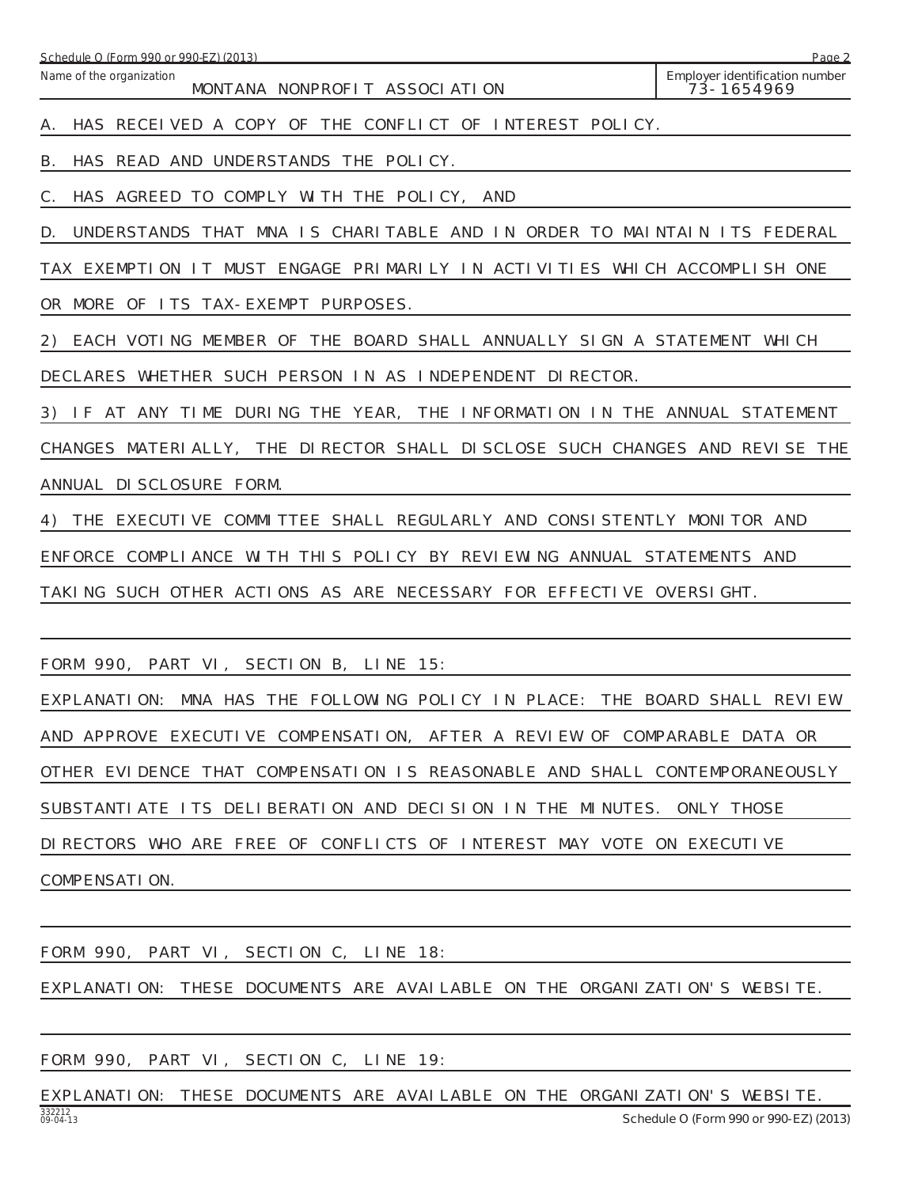Name of the organization: MONTANA NONPROFIT ASSOCIATION

Employer identification number: 73-1654969

A. HAS RECEIVED A COPY OF THE CONFLICT OF INTEREST POLICY.

B. HAS READ AND UNDERSTANDS THE POLICY.

C. HAS AGREED TO COMPLY WITH THE POLICY, AND

D. UNDERSTANDS THAT MNA IS CHARITABLE AND IN ORDER TO MAINTAIN ITS FEDERAL TAX EXEMPTION IT MUST ENGAGE PRIMARILY IN ACTIVITIES WHICH ACCOMPLISH ONE OR MORE OF ITS TAX-EXEMPT PURPOSES.

2) EACH VOTING MEMBER OF THE BOARD SHALL ANNUALLY SIGN A STATEMENT WHICH DECLARES WHETHER SUCH PERSON IN AS INDEPENDENT DIRECTOR.

3) IF AT ANY TIME DURING THE YEAR, THE INFORMATION IN THE ANNUAL STATEMENT CHANGES MATERIALLY, THE DIRECTOR SHALL DISCLOSE SUCH CHANGES AND REVISE THE ANNUAL DISCLOSURE FORM.

4) THE EXECUTIVE COMMITTEE SHALL REGULARLY AND CONSISTENTLY MONITOR AND ENFORCE COMPLIANCE WITH THIS POLICY BY REVIEWING ANNUAL STATEMENTS AND TAKING SUCH OTHER ACTIONS AS ARE NECESSARY FOR EFFECTIVE OVERSIGHT.

FORM 990, PART VI, SECTION B, LINE 15:

EXPLANATION: MNA HAS THE FOLLOWING POLICY IN PLACE: THE BOARD SHALL REVIEW AND APPROVE EXECUTIVE COMPENSATION, AFTER A REVIEW OF COMPARABLE DATA OR OTHER EVIDENCE THAT COMPENSATION IS REASONABLE AND SHALL CONTEMPORANEOUSLY SUBSTANTIATE ITS DELIBERATION AND DECISION IN THE MINUTES. ONLY THOSE DIRECTORS WHO ARE FREE OF CONFLICTS OF INTEREST MAY VOTE ON EXECUTIVE COMPENSATION.

FORM 990, PART VI, SECTION C, LINE 18:

EXPLANATION: THESE DOCUMENTS ARE AVAILABLE ON THE ORGANIZATION'S WEBSITE.

FORM 990, PART VI, SECTION C, LINE 19:

EXPLANATION: THESE DOCUMENTS ARE AVAILABLE ON THE ORGANIZATION'S WEBSITE.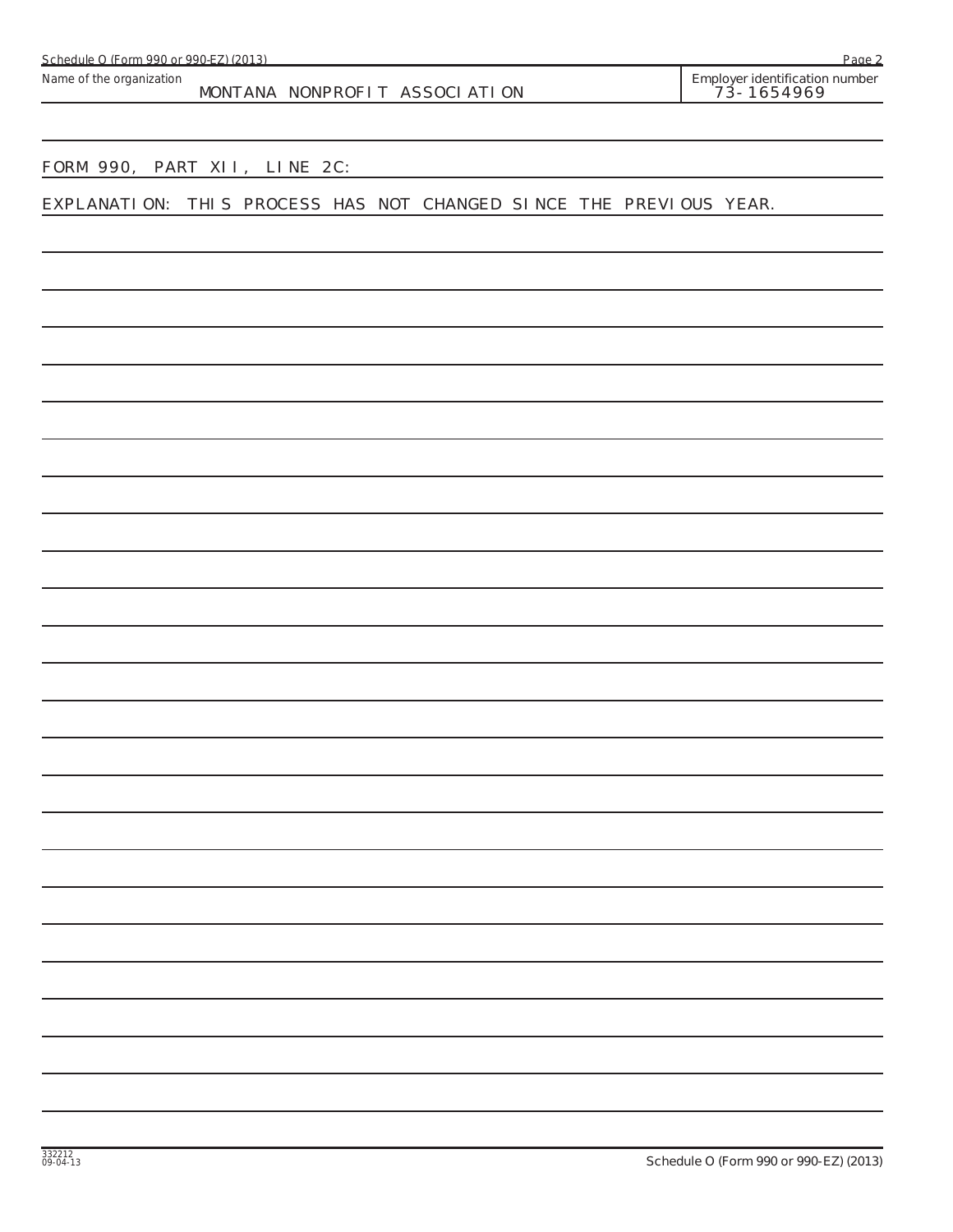Name of the organization: MONTANA NONPROFIT ASSOCIATION

Employer identification number: 73-1654969

FORM 990, PART XII, LINE 2C:

EXPLANATION: THIS PROCESS HAS NOT CHANGED SINCE THE PREVIOUS YEAR.